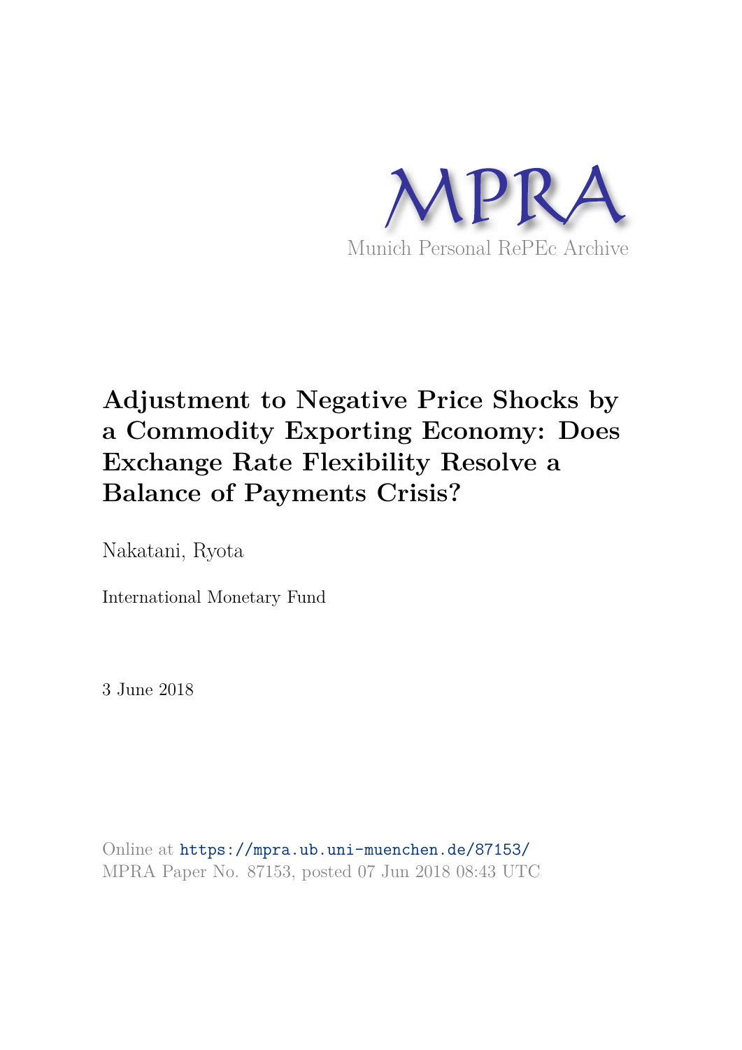MPRA

Munich Personal RePEc Archive

# Adjustment to Negative Price Shocks by a Commodity Exporting Economy: Does Exchange Rate Flexibility Resolve a Balance of Payments Crisis?

Nakatani, Ryota

International Monetary Fund

3 June 2018

Online at https://mpra.ub.uni-muenchen.de/87153/
MPRA Paper No. 87153, posted 07 Jun 2018 08:43 UTC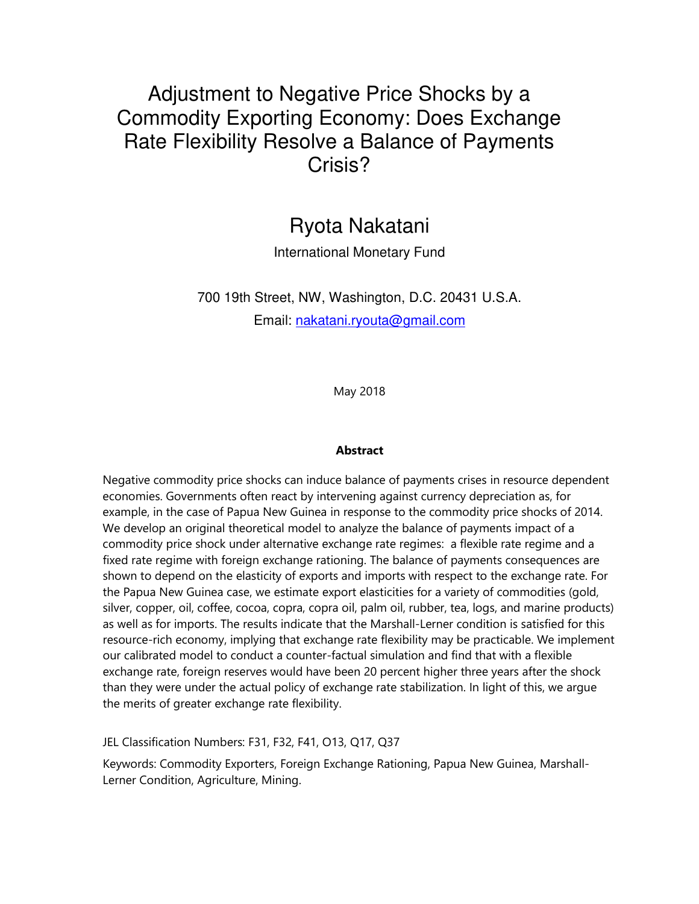# Adjustment to Negative Price Shocks by a Commodity Exporting Economy: Does Exchange Rate Flexibility Resolve a Balance of Payments Crisis?

## Ryota Nakatani

International Monetary Fund

700 19th Street, NW, Washington, D.C. 20431 U.S.A.

Email: nakatani.ryouta@gmail.com

May 2018

### Abstract

Negative commodity price shocks can induce balance of payments crises in resource dependent economies. Governments often react by intervening against currency depreciation as, for example, in the case of Papua New Guinea in response to the commodity price shocks of 2014. We develop an original theoretical model to analyze the balance of payments impact of a commodity price shock under alternative exchange rate regimes: a flexible rate regime and a fixed rate regime with foreign exchange rationing. The balance of payments consequences are shown to depend on the elasticity of exports and imports with respect to the exchange rate. For the Papua New Guinea case, we estimate export elasticities for a variety of commodities (gold, silver, copper, oil, coffee, cocoa, copra, copra oil, palm oil, rubber, tea, logs, and marine products) as well as for imports. The results indicate that the Marshall-Lerner condition is satisfied for this resource-rich economy, implying that exchange rate flexibility may be practicable. We implement our calibrated model to conduct a counter-factual simulation and find that with a flexible exchange rate, foreign reserves would have been 20 percent higher three years after the shock than they were under the actual policy of exchange rate stabilization. In light of this, we argue the merits of greater exchange rate flexibility.

JEL Classification Numbers: F31, F32, F41, O13, Q17, Q37

Keywords: Commodity Exporters, Foreign Exchange Rationing, Papua New Guinea, Marshall-Lerner Condition, Agriculture, Mining.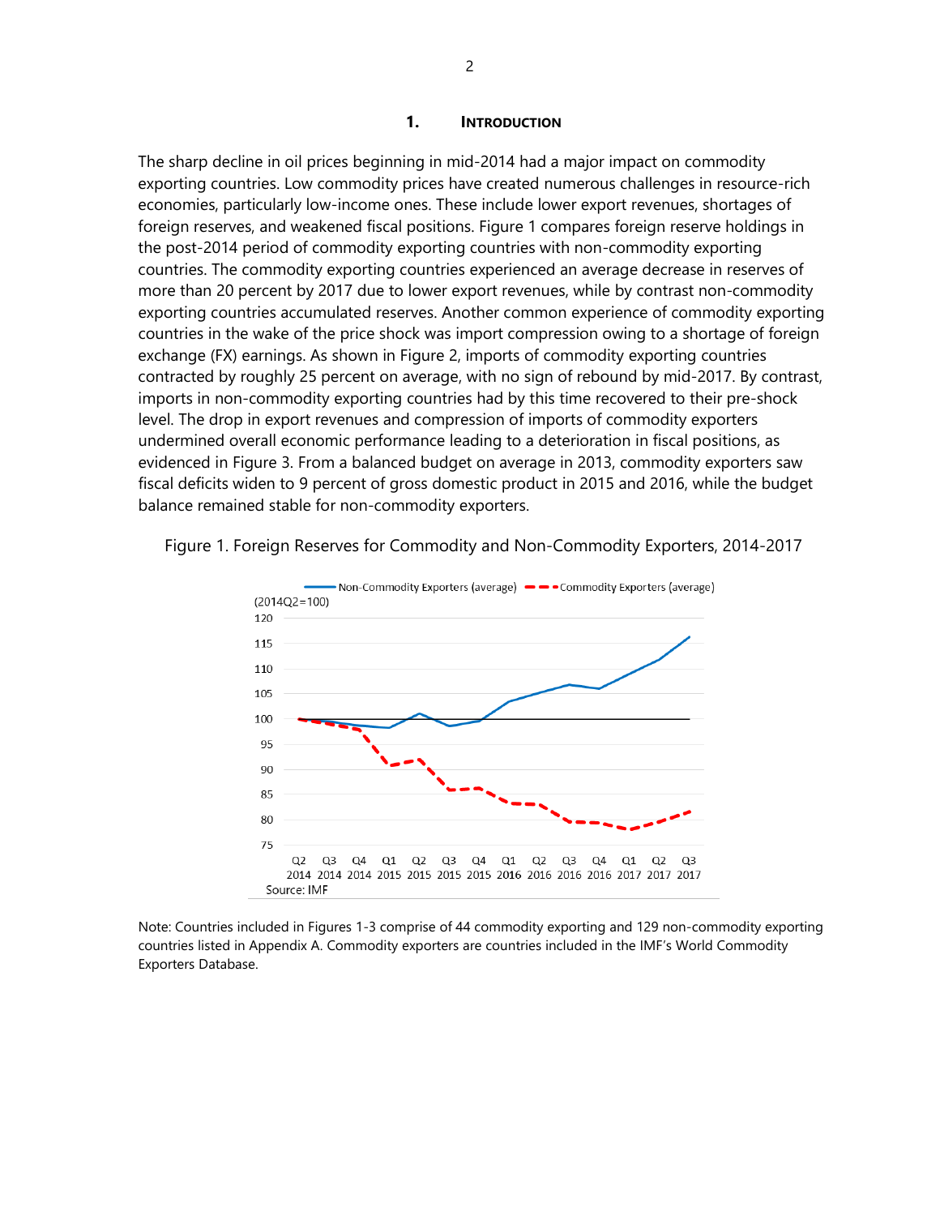# 1. Introduction

The sharp decline in oil prices beginning in mid-2014 had a major impact on commodity exporting countries. Low commodity prices have created numerous challenges in resource-rich economies, particularly low-income ones. These include lower export revenues, shortages of foreign reserves, and weakened fiscal positions. Figure 1 compares foreign reserve holdings in the post-2014 period of commodity exporting countries with non-commodity exporting countries. The commodity exporting countries experienced an average decrease in reserves of more than 20 percent by 2017 due to lower export revenues, while by contrast non-commodity exporting countries accumulated reserves. Another common experience of commodity exporting countries in the wake of the price shock was import compression owing to a shortage of foreign exchange (FX) earnings. As shown in Figure 2, imports of commodity exporting countries contracted by roughly 25 percent on average, with no sign of rebound by mid-2017. By contrast, imports in non-commodity exporting countries had by this time recovered to their pre-shock level. The drop in export revenues and compression of imports of commodity exporters undermined overall economic performance leading to a deterioration in fiscal positions, as evidenced in Figure 3. From a balanced budget on average in 2013, commodity exporters saw fiscal deficits widen to 9 percent of gross domestic product in 2015 and 2016, while the budget balance remained stable for non-commodity exporters.

Figure 1. Foreign Reserves for Commodity and Non-Commodity Exporters, 2014-2017

Source: IMF

Note: Countries included in Figures 1-3 comprise of 44 commodity exporting and 129 non-commodity exporting countries listed in Appendix A. Commodity exporters are countries included in the IMF's World Commodity Exporters Database.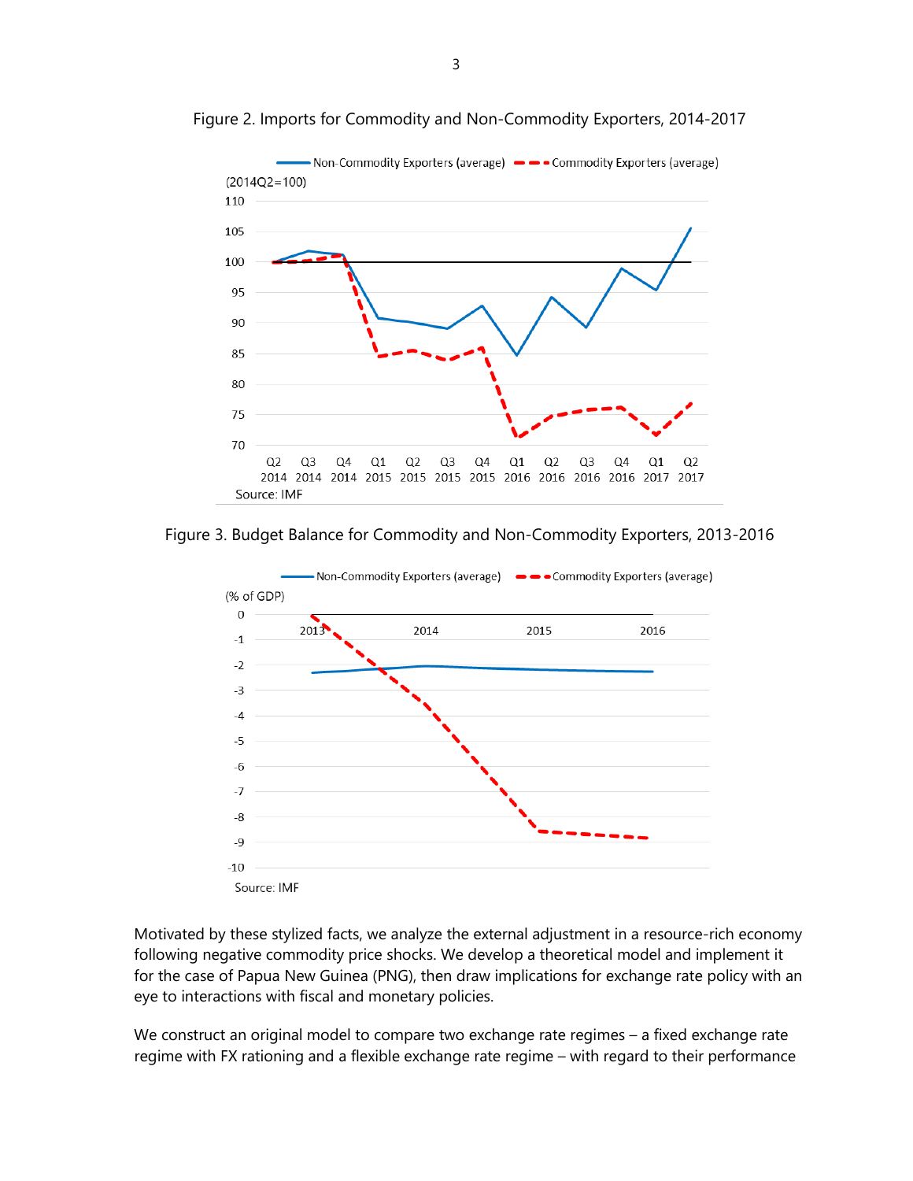Figure 2. Imports for Commodity and Non-Commodity Exporters, 2014-2017

Source: IMF

Figure 3. Budget Balance for Commodity and Non-Commodity Exporters, 2013-2016

Source: IMF

Motivated by these stylized facts, we analyze the external adjustment in a resource-rich economy following negative commodity price shocks. We develop a theoretical model and implement it for the case of Papua New Guinea (PNG), then draw implications for exchange rate policy with an eye to interactions with fiscal and monetary policies.

We construct an original model to compare two exchange rate regimes – a fixed exchange rate regime with FX rationing and a flexible exchange rate regime – with regard to their performance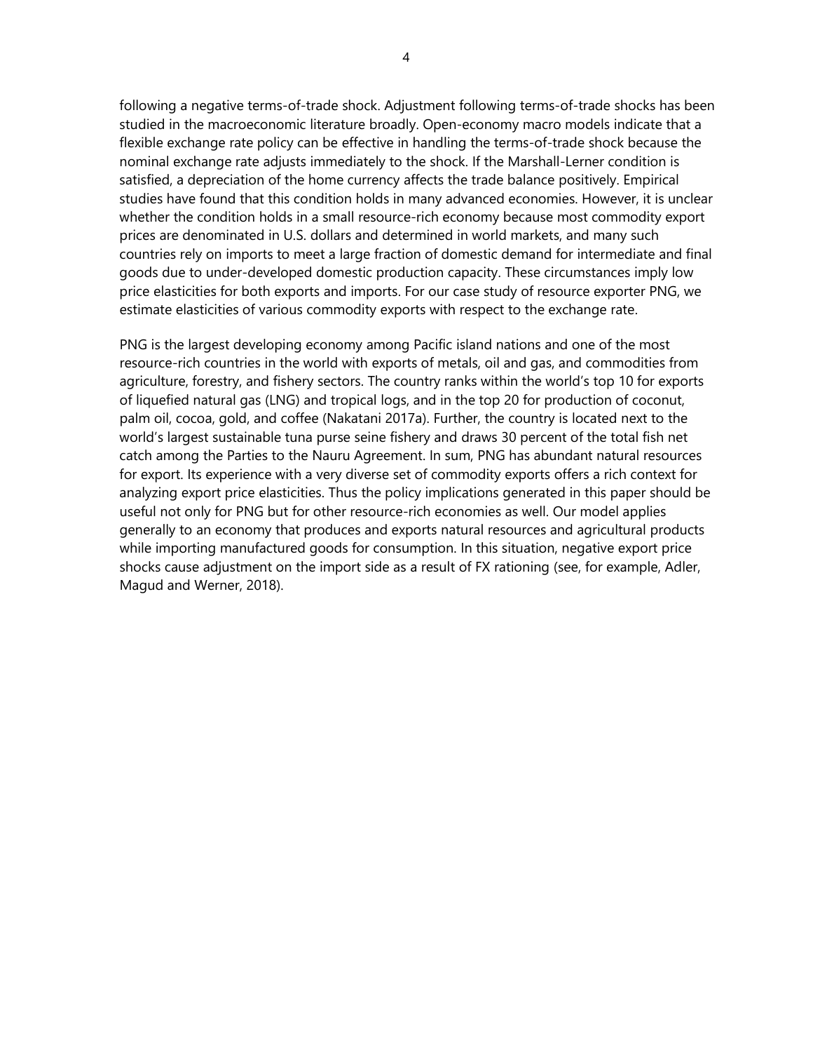following a negative terms-of-trade shock. Adjustment following terms-of-trade shocks has been studied in the macroeconomic literature broadly. Open-economy macro models indicate that a flexible exchange rate policy can be effective in handling the terms-of-trade shock because the nominal exchange rate adjusts immediately to the shock. If the Marshall-Lerner condition is satisfied, a depreciation of the home currency affects the trade balance positively. Empirical studies have found that this condition holds in many advanced economies. However, it is unclear whether the condition holds in a small resource-rich economy because most commodity export prices are denominated in U.S. dollars and determined in world markets, and many such countries rely on imports to meet a large fraction of domestic demand for intermediate and final goods due to under-developed domestic production capacity. These circumstances imply low price elasticities for both exports and imports. For our case study of resource exporter PNG, we estimate elasticities of various commodity exports with respect to the exchange rate.

PNG is the largest developing economy among Pacific island nations and one of the most resource-rich countries in the world with exports of metals, oil and gas, and commodities from agriculture, forestry, and fishery sectors. The country ranks within the world's top 10 for exports of liquefied natural gas (LNG) and tropical logs, and in the top 20 for production of coconut, palm oil, cocoa, gold, and coffee (Nakatani 2017a). Further, the country is located next to the world's largest sustainable tuna purse seine fishery and draws 30 percent of the total fish net catch among the Parties to the Nauru Agreement. In sum, PNG has abundant natural resources for export. Its experience with a very diverse set of commodity exports offers a rich context for analyzing export price elasticities. Thus the policy implications generated in this paper should be useful not only for PNG but for other resource-rich economies as well. Our model applies generally to an economy that produces and exports natural resources and agricultural products while importing manufactured goods for consumption. In this situation, negative export price shocks cause adjustment on the import side as a result of FX rationing (see, for example, Adler, Magud and Werner, 2018).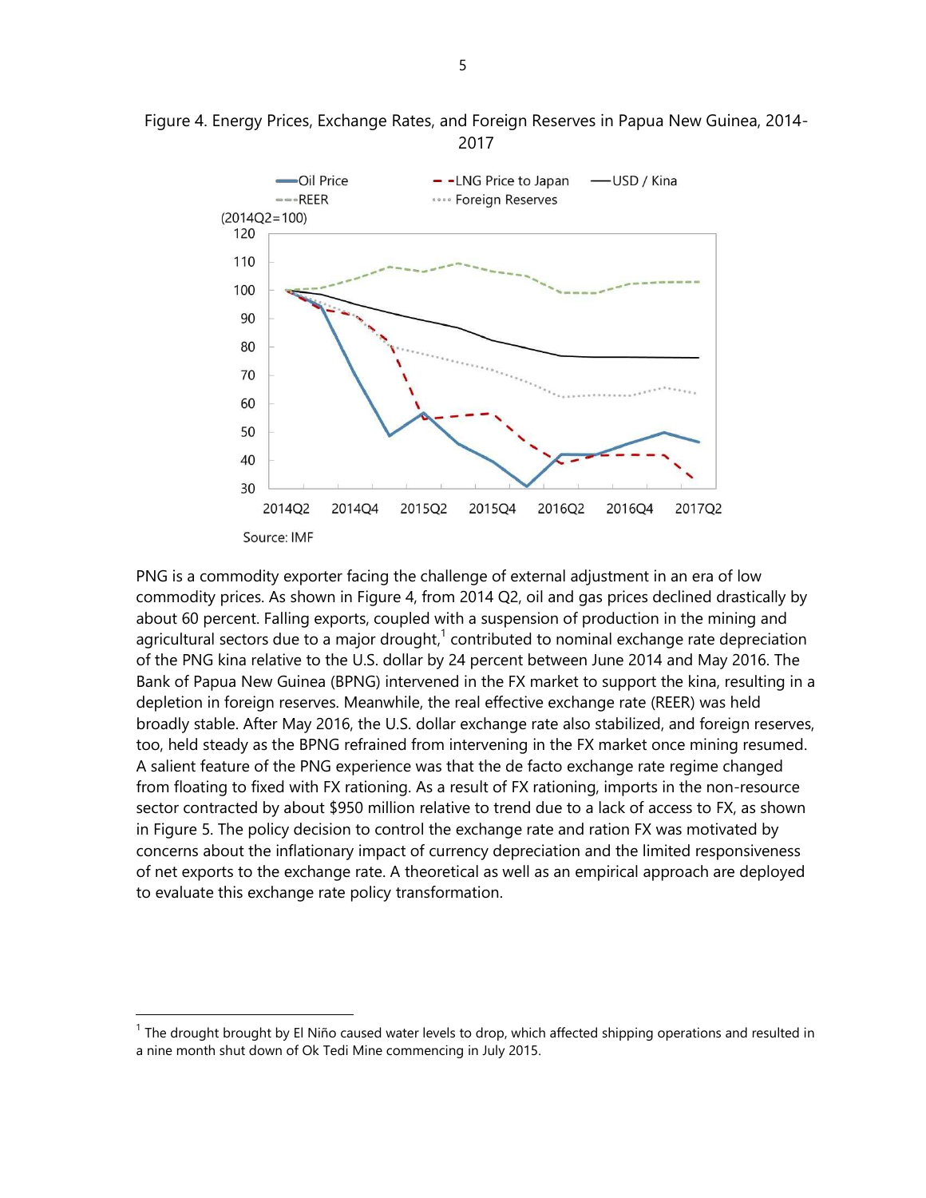Figure 4. Energy Prices, Exchange Rates, and Foreign Reserves in Papua New Guinea, 2014-2017

Source: IMF

PNG is a commodity exporter facing the challenge of external adjustment in an era of low commodity prices. As shown in Figure 4, from 2014 Q2, oil and gas prices declined drastically by about 60 percent. Falling exports, coupled with a suspension of production in the mining and agricultural sectors due to a major drought,[1] contributed to nominal exchange rate depreciation of the PNG kina relative to the U.S. dollar by 24 percent between June 2014 and May 2016. The Bank of Papua New Guinea (BPNG) intervened in the FX market to support the kina, resulting in a depletion in foreign reserves. Meanwhile, the real effective exchange rate (REER) was held broadly stable. After May 2016, the U.S. dollar exchange rate also stabilized, and foreign reserves, too, held steady as the BPNG refrained from intervening in the FX market once mining resumed. A salient feature of the PNG experience was that the de facto exchange rate regime changed from floating to fixed with FX rationing. As a result of FX rationing, imports in the non-resource sector contracted by about $950 million relative to trend due to a lack of access to FX, as shown in Figure 5. The policy decision to control the exchange rate and ration FX was motivated by concerns about the inflationary impact of currency depreciation and the limited responsiveness of net exports to the exchange rate. A theoretical as well as an empirical approach are deployed to evaluate this exchange rate policy transformation.

[1] The drought brought by El Niño caused water levels to drop, which affected shipping operations and resulted in a nine month shut down of Ok Tedi Mine commencing in July 2015.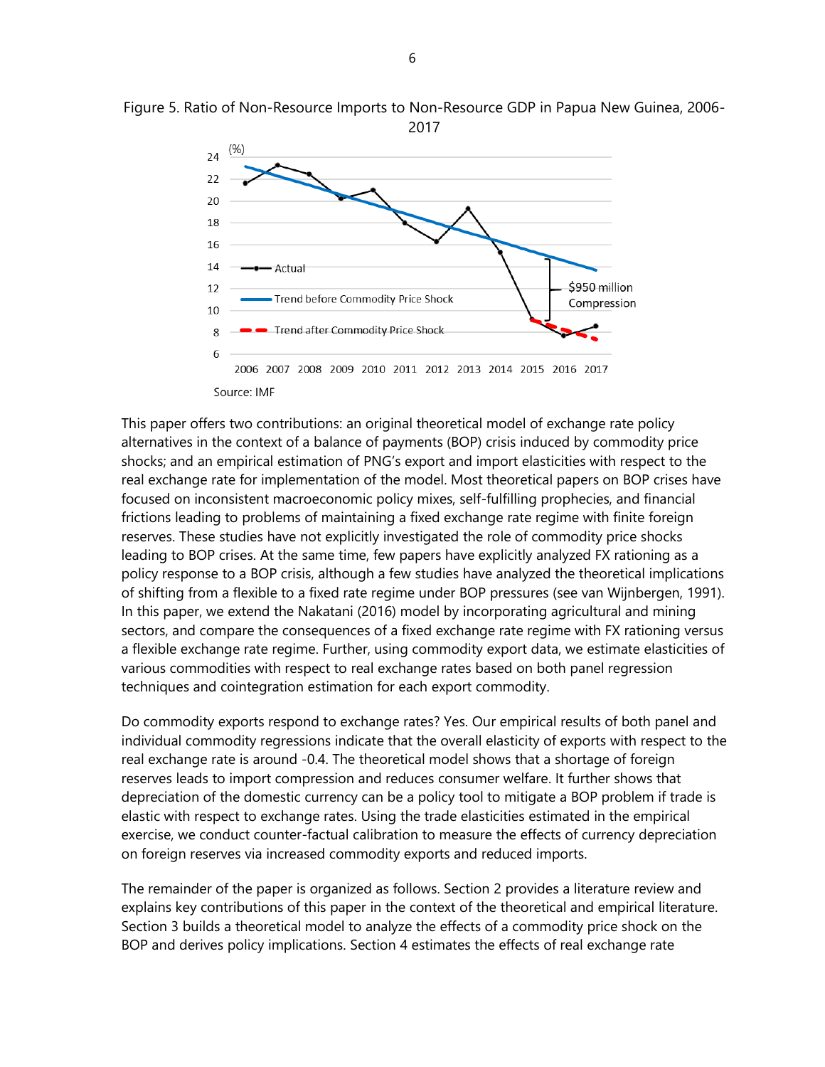Figure 5. Ratio of Non-Resource Imports to Non-Resource GDP in Papua New Guinea, 2006-2017

Source: IMF

This paper offers two contributions: an original theoretical model of exchange rate policy alternatives in the context of a balance of payments (BOP) crisis induced by commodity price shocks; and an empirical estimation of PNG's export and import elasticities with respect to the real exchange rate for implementation of the model. Most theoretical papers on BOP crises have focused on inconsistent macroeconomic policy mixes, self-fulfilling prophecies, and financial frictions leading to problems of maintaining a fixed exchange rate regime with finite foreign reserves. These studies have not explicitly investigated the role of commodity price shocks leading to BOP crises. At the same time, few papers have explicitly analyzed FX rationing as a policy response to a BOP crisis, although a few studies have analyzed the theoretical implications of shifting from a flexible to a fixed rate regime under BOP pressures (see van Wijnbergen, 1991). In this paper, we extend the Nakatani (2016) model by incorporating agricultural and mining sectors, and compare the consequences of a fixed exchange rate regime with FX rationing versus a flexible exchange rate regime. Further, using commodity export data, we estimate elasticities of various commodities with respect to real exchange rates based on both panel regression techniques and cointegration estimation for each export commodity.

Do commodity exports respond to exchange rates? Yes. Our empirical results of both panel and individual commodity regressions indicate that the overall elasticity of exports with respect to the real exchange rate is around -0.4. The theoretical model shows that a shortage of foreign reserves leads to import compression and reduces consumer welfare. It further shows that depreciation of the domestic currency can be a policy tool to mitigate a BOP problem if trade is elastic with respect to exchange rates. Using the trade elasticities estimated in the empirical exercise, we conduct counter-factual calibration to measure the effects of currency depreciation on foreign reserves via increased commodity exports and reduced imports.

The remainder of the paper is organized as follows. Section 2 provides a literature review and explains key contributions of this paper in the context of the theoretical and empirical literature. Section 3 builds a theoretical model to analyze the effects of a commodity price shock on the BOP and derives policy implications. Section 4 estimates the effects of real exchange rate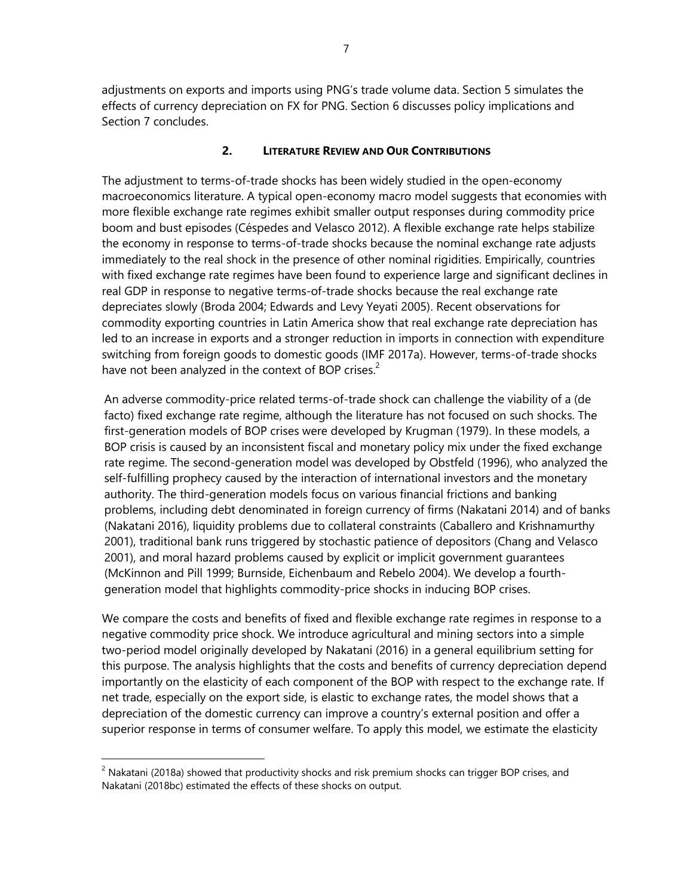adjustments on exports and imports using PNG's trade volume data. Section 5 simulates the effects of currency depreciation on FX for PNG. Section 6 discusses policy implications and Section 7 concludes.

## 2. Literature Review and Our Contributions

The adjustment to terms-of-trade shocks has been widely studied in the open-economy macroeconomics literature. A typical open-economy macro model suggests that economies with more flexible exchange rate regimes exhibit smaller output responses during commodity price boom and bust episodes (Céspedes and Velasco 2012). A flexible exchange rate helps stabilize the economy in response to terms-of-trade shocks because the nominal exchange rate adjusts immediately to the real shock in the presence of other nominal rigidities. Empirically, countries with fixed exchange rate regimes have been found to experience large and significant declines in real GDP in response to negative terms-of-trade shocks because the real exchange rate depreciates slowly (Broda 2004; Edwards and Levy Yeyati 2005). Recent observations for commodity exporting countries in Latin America show that real exchange rate depreciation has led to an increase in exports and a stronger reduction in imports in connection with expenditure switching from foreign goods to domestic goods (IMF 2017a). However, terms-of-trade shocks have not been analyzed in the context of BOP crises.[2]

An adverse commodity-price related terms-of-trade shock can challenge the viability of a (de facto) fixed exchange rate regime, although the literature has not focused on such shocks. The first-generation models of BOP crises were developed by Krugman (1979). In these models, a BOP crisis is caused by an inconsistent fiscal and monetary policy mix under the fixed exchange rate regime. The second-generation model was developed by Obstfeld (1996), who analyzed the self-fulfilling prophecy caused by the interaction of international investors and the monetary authority. The third-generation models focus on various financial frictions and banking problems, including debt denominated in foreign currency of firms (Nakatani 2014) and of banks (Nakatani 2016), liquidity problems due to collateral constraints (Caballero and Krishnamurthy 2001), traditional bank runs triggered by stochastic patience of depositors (Chang and Velasco 2001), and moral hazard problems caused by explicit or implicit government guarantees (McKinnon and Pill 1999; Burnside, Eichenbaum and Rebelo 2004). We develop a fourth-generation model that highlights commodity-price shocks in inducing BOP crises.

We compare the costs and benefits of fixed and flexible exchange rate regimes in response to a negative commodity price shock. We introduce agricultural and mining sectors into a simple two-period model originally developed by Nakatani (2016) in a general equilibrium setting for this purpose. The analysis highlights that the costs and benefits of currency depreciation depend importantly on the elasticity of each component of the BOP with respect to the exchange rate. If net trade, especially on the export side, is elastic to exchange rates, the model shows that a depreciation of the domestic currency can improve a country's external position and offer a superior response in terms of consumer welfare. To apply this model, we estimate the elasticity

[2] Nakatani (2018a) showed that productivity shocks and risk premium shocks can trigger BOP crises, and Nakatani (2018bc) estimated the effects of these shocks on output.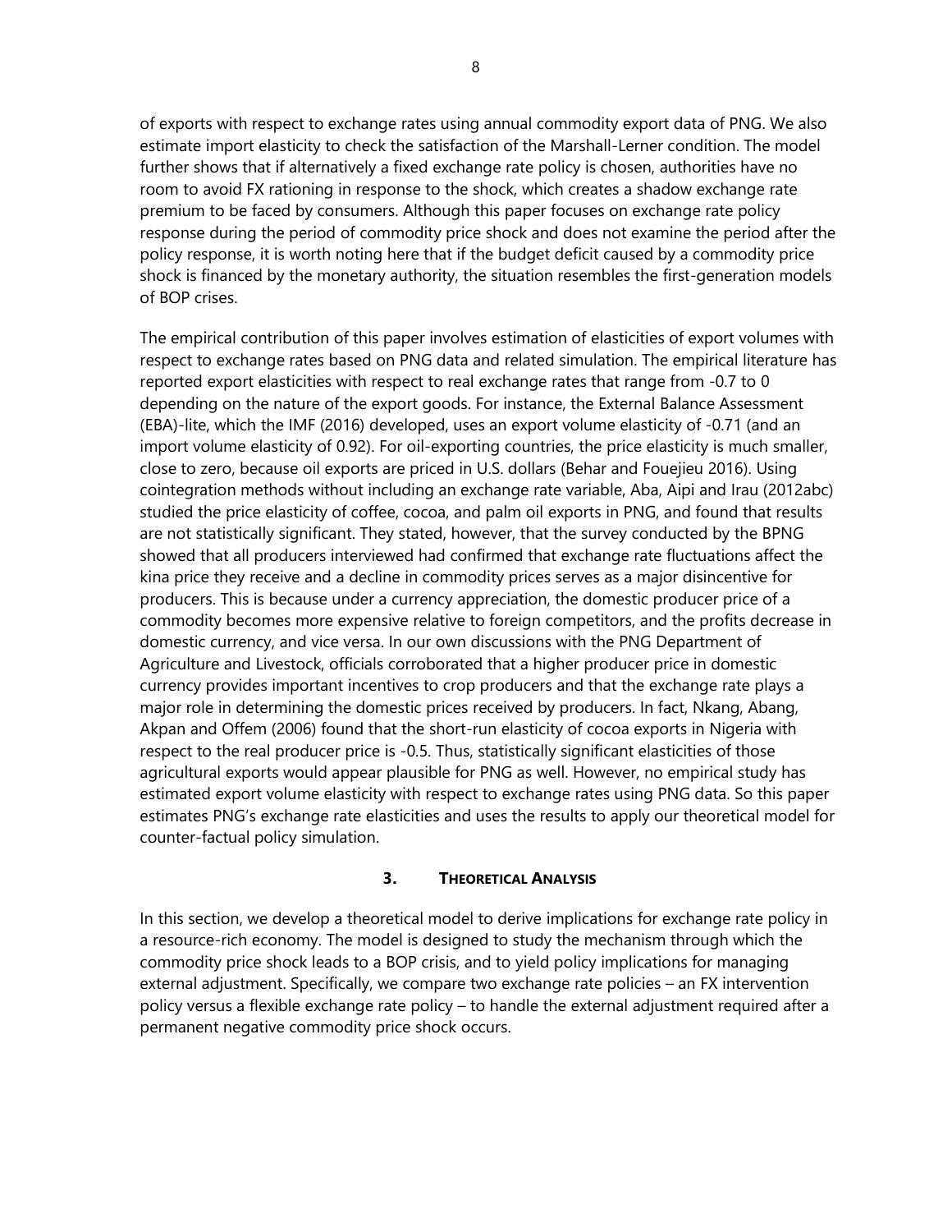of exports with respect to exchange rates using annual commodity export data of PNG. We also estimate import elasticity to check the satisfaction of the Marshall-Lerner condition. The model further shows that if alternatively a fixed exchange rate policy is chosen, authorities have no room to avoid FX rationing in response to the shock, which creates a shadow exchange rate premium to be faced by consumers. Although this paper focuses on exchange rate policy response during the period of commodity price shock and does not examine the period after the policy response, it is worth noting here that if the budget deficit caused by a commodity price shock is financed by the monetary authority, the situation resembles the first-generation models of BOP crises.

The empirical contribution of this paper involves estimation of elasticities of export volumes with respect to exchange rates based on PNG data and related simulation. The empirical literature has reported export elasticities with respect to real exchange rates that range from -0.7 to 0 depending on the nature of the export goods. For instance, the External Balance Assessment (EBA)-lite, which the IMF (2016) developed, uses an export volume elasticity of -0.71 (and an import volume elasticity of 0.92). For oil-exporting countries, the price elasticity is much smaller, close to zero, because oil exports are priced in U.S. dollars (Behar and Fouejieu 2016). Using cointegration methods without including an exchange rate variable, Aba, Aipi and Irau (2012abc) studied the price elasticity of coffee, cocoa, and palm oil exports in PNG, and found that results are not statistically significant. They stated, however, that the survey conducted by the BPNG showed that all producers interviewed had confirmed that exchange rate fluctuations affect the kina price they receive and a decline in commodity prices serves as a major disincentive for producers. This is because under a currency appreciation, the domestic producer price of a commodity becomes more expensive relative to foreign competitors, and the profits decrease in domestic currency, and vice versa. In our own discussions with the PNG Department of Agriculture and Livestock, officials corroborated that a higher producer price in domestic currency provides important incentives to crop producers and that the exchange rate plays a major role in determining the domestic prices received by producers. In fact, Nkang, Abang, Akpan and Offem (2006) found that the short-run elasticity of cocoa exports in Nigeria with respect to the real producer price is -0.5. Thus, statistically significant elasticities of those agricultural exports would appear plausible for PNG as well. However, no empirical study has estimated export volume elasticity with respect to exchange rates using PNG data. So this paper estimates PNG's exchange rate elasticities and uses the results to apply our theoretical model for counter-factual policy simulation.

## 3. Theoretical Analysis

In this section, we develop a theoretical model to derive implications for exchange rate policy in a resource-rich economy. The model is designed to study the mechanism through which the commodity price shock leads to a BOP crisis, and to yield policy implications for managing external adjustment. Specifically, we compare two exchange rate policies – an FX intervention policy versus a flexible exchange rate policy – to handle the external adjustment required after a permanent negative commodity price shock occurs.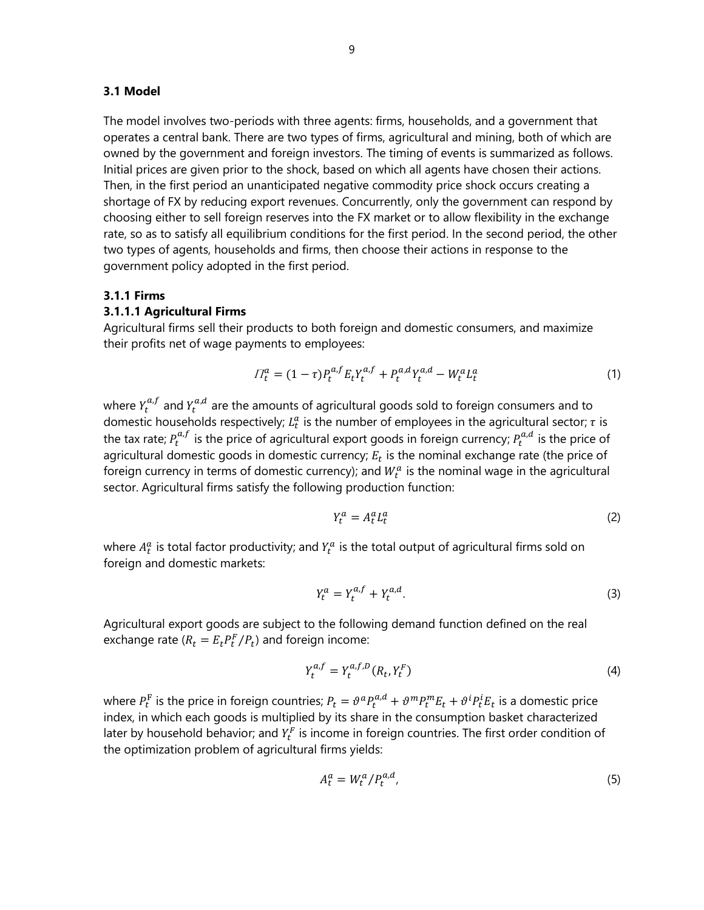### 3.1 Model

The model involves two-periods with three agents: firms, households, and a government that operates a central bank. There are two types of firms, agricultural and mining, both of which are owned by the government and foreign investors. The timing of events is summarized as follows. Initial prices are given prior to the shock, based on which all agents have chosen their actions. Then, in the first period an unanticipated negative commodity price shock occurs creating a shortage of FX by reducing export revenues. Concurrently, only the government can respond by choosing either to sell foreign reserves into the FX market or to allow flexibility in the exchange rate, so as to satisfy all equilibrium conditions for the first period. In the second period, the other two types of agents, households and firms, then choose their actions in response to the government policy adopted in the first period.

#### 3.1.1 Firms

##### 3.1.1.1 Agricultural Firms

Agricultural firms sell their products to both foreign and domestic consumers, and maximize their profits net of wage payments to employees:

$$\Pi_t^a = (1-\tau)P_t^{a,f}E_tY_t^{a,f} + P_t^{a,d}Y_t^{a,d} - W_t^aL_t^a \tag{1}$$

where $Y_t^{a,f}$ and $Y_t^{a,d}$ are the amounts of agricultural goods sold to foreign consumers and to domestic households respectively; $L_t^a$ is the number of employees in the agricultural sector; $\tau$ is the tax rate; $P_t^{a,f}$ is the price of agricultural export goods in foreign currency; $P_t^{a,d}$ is the price of agricultural domestic goods in domestic currency; $E_t$ is the nominal exchange rate (the price of foreign currency in terms of domestic currency); and $W_t^a$ is the nominal wage in the agricultural sector. Agricultural firms satisfy the following production function:

$$Y_t^a = A_t^aL_t^a \tag{2}$$

where $A_t^a$ is total factor productivity; and $Y_t^a$ is the total output of agricultural firms sold on foreign and domestic markets:

$$Y_t^a = Y_t^{a,f} + Y_t^{a,d}. \tag{3}$$

Agricultural export goods are subject to the following demand function defined on the real exchange rate ($R_t = E_tP_t^F/P_t$) and foreign income:

$$Y_t^{a,f} = Y_t^{a,f,D}(R_t, Y_t^F) \tag{4}$$

where $P_t^F$ is the price in foreign countries; $P_t = \vartheta^aP_t^{a,d} + \vartheta^mP_t^mE_t + \vartheta^iP_t^iE_t$ is a domestic price index, in which each goods is multiplied by its share in the consumption basket characterized later by household behavior; and $Y_t^F$ is income in foreign countries. The first order condition of the optimization problem of agricultural firms yields:

$$A_t^a = W_t^a/P_t^{a,d}, \tag{5}$$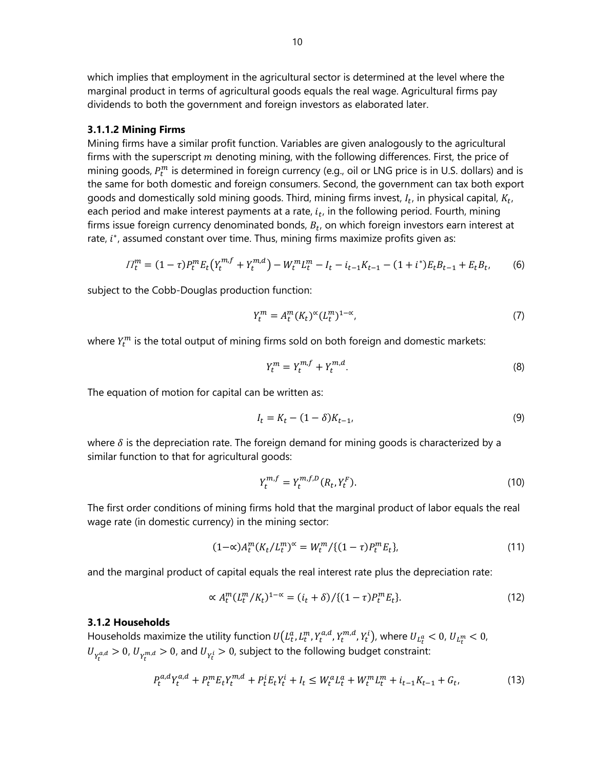which implies that employment in the agricultural sector is determined at the level where the marginal product in terms of agricultural goods equals the real wage. Agricultural firms pay dividends to both the government and foreign investors as elaborated later.

### 3.1.1.2 Mining Firms

Mining firms have a similar profit function. Variables are given analogously to the agricultural firms with the superscript $m$ denoting mining, with the following differences. First, the price of mining goods, $P_t^m$ is determined in foreign currency (e.g., oil or LNG price is in U.S. dollars) and is the same for both domestic and foreign consumers. Second, the government can tax both export goods and domestically sold mining goods. Third, mining firms invest, $I_t$, in physical capital, $K_t$, each period and make interest payments at a rate, $i_t$, in the following period. Fourth, mining firms issue foreign currency denominated bonds, $B_t$, on which foreign investors earn interest at rate, $i^*$, assumed constant over time. Thus, mining firms maximize profits given as:

$$\Pi_t^m = (1-\tau)P_t^m E_t\left(Y_t^{m,f} + Y_t^{m,d}\right) - W_t^m L_t^m - I_t - i_{t-1}K_{t-1} - (1+i^*)E_t B_{t-1} + E_t B_t, \tag{6}$$

subject to the Cobb-Douglas production function:

$$Y_t^m = A_t^m (K_t)^{\propto} (L_t^m)^{1-\propto}, \tag{7}$$

where $Y_t^m$ is the total output of mining firms sold on both foreign and domestic markets:

$$Y_t^m = Y_t^{m,f} + Y_t^{m,d}. \tag{8}$$

The equation of motion for capital can be written as:

$$I_t = K_t - (1-\delta)K_{t-1}, \tag{9}$$

where $\delta$ is the depreciation rate. The foreign demand for mining goods is characterized by a similar function to that for agricultural goods:

$$Y_t^{m,f} = Y_t^{m,f,D}(R_t, Y_t^F). \tag{10}$$

The first order conditions of mining firms hold that the marginal product of labor equals the real wage rate (in domestic currency) in the mining sector:

$$(1-\propto)A_t^m (K_t/L_t^m)^{\propto} = W_t^m / \{(1-\tau)P_t^m E_t\}, \tag{11}$$

and the marginal product of capital equals the real interest rate plus the depreciation rate:

$$\propto A_t^m (L_t^m/K_t)^{1-\propto} = (i_t + \delta)/\{(1-\tau)P_t^m E_t\}. \tag{12}$$

### 3.1.2 Households

Households maximize the utility function $U\left(L_t^a, L_t^m, Y_t^{a,d}, Y_t^{m,d}, Y_t^i\right)$, where $U_{L_t^a} < 0$, $U_{L_t^m} < 0$, $U_{Y_t^{a,d}} > 0$, $U_{Y_t^{m,d}} > 0$, and $U_{Y_t^i} > 0$, subject to the following budget constraint:

$$P_t^{a,d} Y_t^{a,d} + P_t^m E_t Y_t^{m,d} + P_t^i E_t Y_t^i + I_t \leq W_t^a L_t^a + W_t^m L_t^m + i_{t-1}K_{t-1} + G_t, \tag{13}$$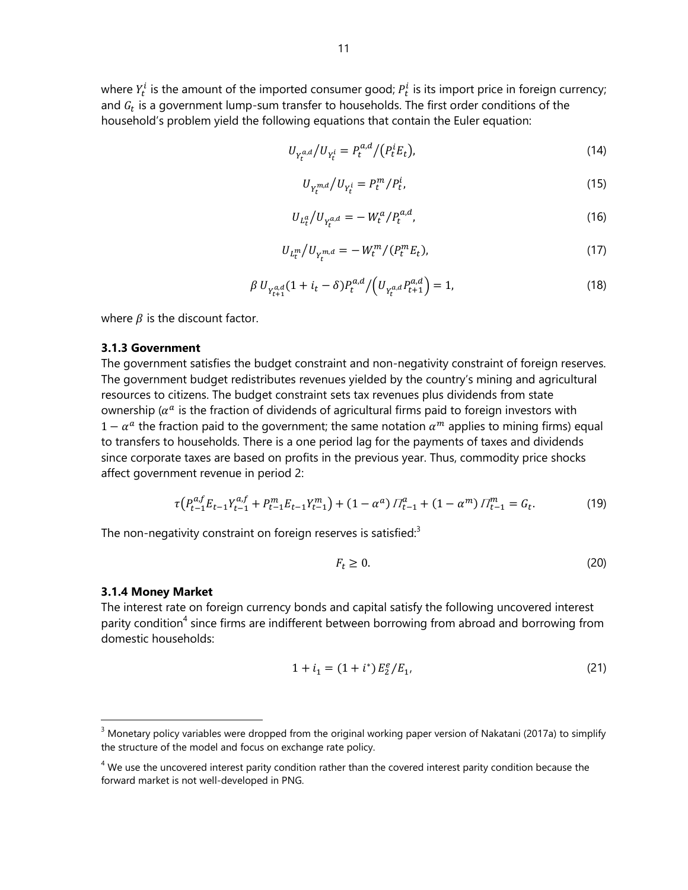where $Y_t^i$ is the amount of the imported consumer good; $P_t^i$ is its import price in foreign currency; and $G_t$ is a government lump-sum transfer to households. The first order conditions of the household's problem yield the following equations that contain the Euler equation:

$$U_{Y_t^{a,d}}/U_{Y_t^i} = P_t^{a,d}/\left(P_t^i E_t\right), \tag{14}$$

$$U_{Y_t^{m,d}}/U_{Y_t^i} = P_t^m/P_t^i, \tag{15}$$

$$U_{L_t^a}/U_{Y_t^{a,d}} = -\,W_t^a/P_t^{a,d}, \tag{16}$$

$$U_{L_t^m}/U_{Y_t^{m,d}} = -\,W_t^m/(P_t^m E_t), \tag{17}$$

$$\beta\, U_{Y_{t+1}^{a,d}}(1 + i_t - \delta)P_t^{a,d}/\left(U_{Y_t^{a,d}} P_{t+1}^{a,d}\right) = 1, \tag{18}$$

where $\beta$ is the discount factor.

### 3.1.3 Government

The government satisfies the budget constraint and non-negativity constraint of foreign reserves. The government budget redistributes revenues yielded by the country's mining and agricultural resources to citizens. The budget constraint sets tax revenues plus dividends from state ownership ($\alpha^a$ is the fraction of dividends of agricultural firms paid to foreign investors with $1 - \alpha^a$ the fraction paid to the government; the same notation $\alpha^m$ applies to mining firms) equal to transfers to households. There is a one period lag for the payments of taxes and dividends since corporate taxes are based on profits in the previous year. Thus, commodity price shocks affect government revenue in period 2:

$$\tau\left(P_{t-1}^{a,f} E_{t-1} Y_{t-1}^{a,f} + P_{t-1}^m E_{t-1} Y_{t-1}^m\right) + (1 - \alpha^a)\, \Pi_{t-1}^a + (1 - \alpha^m)\, \Pi_{t-1}^m = G_t. \tag{19}$$

The non-negativity constraint on foreign reserves is satisfied:[3]

$$F_t \geq 0. \tag{20}$$

### 3.1.4 Money Market

The interest rate on foreign currency bonds and capital satisfy the following uncovered interest parity condition[4] since firms are indifferent between borrowing from abroad and borrowing from domestic households:

$$1 + i_1 = (1 + i^*)\, E_2^e/E_1, \tag{21}$$

---

[3] Monetary policy variables were dropped from the original working paper version of Nakatani (2017a) to simplify the structure of the model and focus on exchange rate policy.

[4] We use the uncovered interest parity condition rather than the covered interest parity condition because the forward market is not well-developed in PNG.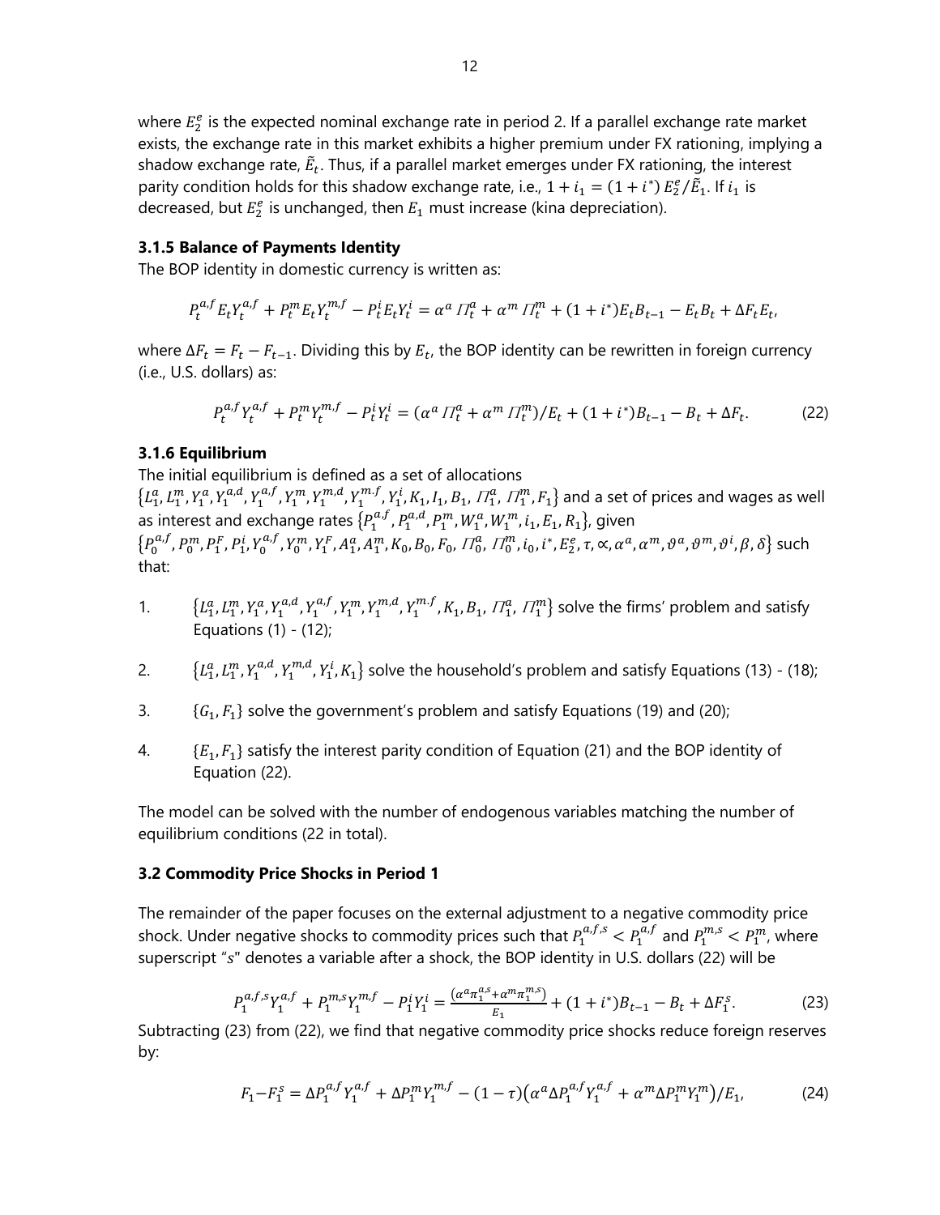where $E_2^e$ is the expected nominal exchange rate in period 2. If a parallel exchange rate market exists, the exchange rate in this market exhibits a higher premium under FX rationing, implying a shadow exchange rate, $\tilde{E}_t$. Thus, if a parallel market emerges under FX rationing, the interest parity condition holds for this shadow exchange rate, i.e., $1 + i_1 = (1 + i^*)\, E_2^e/\tilde{E}_1$. If $i_1$ is decreased, but $E_2^e$ is unchanged, then $E_1$ must increase (kina depreciation).

### 3.1.5 Balance of Payments Identity

The BOP identity in domestic currency is written as:

$$P_t^{a,f} E_t Y_t^{a,f} + P_t^m E_t Y_t^{m,f} - P_t^i E_t Y_t^i = \alpha^a \Pi_t^a + \alpha^m \Pi_t^m + (1 + i^*) E_t B_{t-1} - E_t B_t + \Delta F_t E_t,$$

where $\Delta F_t = F_t - F_{t-1}$. Dividing this by $E_t$, the BOP identity can be rewritten in foreign currency (i.e., U.S. dollars) as:

$$P_t^{a,f} Y_t^{a,f} + P_t^m Y_t^{m,f} - P_t^i Y_t^i = (\alpha^a \Pi_t^a + \alpha^m \Pi_t^m)/E_t + (1 + i^*) B_{t-1} - B_t + \Delta F_t. \tag{22}$$

### 3.1.6 Equilibrium

The initial equilibrium is defined as a set of allocations $\{L_1^a, L_1^m, Y_1^a, Y_1^{a,d}, Y_1^{a,f}, Y_1^m, Y_1^{m,d}, Y_1^{m.f}, Y_1^i, K_1, I_1, B_1, \Pi_1^a, \Pi_1^m, F_1\}$ and a set of prices and wages as well as interest and exchange rates $\{P_1^{a,f}, P_1^{a,d}, P_1^m, W_1^a, W_1^m, i_1, E_1, R_1\}$, given $\{P_0^{a,f}, P_0^m, P_1^F, P_1^i, Y_0^{a,f}, Y_0^m, Y_1^F, A_1^a, A_1^m, K_0, B_0, F_0, \Pi_0^a, \Pi_0^m, i_0, i^*, E_2^e, \tau, \propto, \alpha^a, \alpha^m, \vartheta^a, \vartheta^m, \vartheta^i, \beta, \delta\}$ such that:

1. $\{L_1^a, L_1^m, Y_1^a, Y_1^{a,d}, Y_1^{a,f}, Y_1^m, Y_1^{m,d}, Y_1^{m.f}, K_1, B_1, \Pi_1^a, \Pi_1^m\}$ solve the firms' problem and satisfy Equations (1) - (12);

2. $\{L_1^a, L_1^m, Y_1^{a,d}, Y_1^{m,d}, Y_1^i, K_1\}$ solve the household's problem and satisfy Equations (13) - (18);

3. $\{G_1, F_1\}$ solve the government's problem and satisfy Equations (19) and (20);

4. $\{E_1, F_1\}$ satisfy the interest parity condition of Equation (21) and the BOP identity of Equation (22).

The model can be solved with the number of endogenous variables matching the number of equilibrium conditions (22 in total).

### 3.2 Commodity Price Shocks in Period 1

The remainder of the paper focuses on the external adjustment to a negative commodity price shock. Under negative shocks to commodity prices such that $P_1^{a,f,s} < P_1^{a,f}$ and $P_1^{m,s} < P_1^m$, where superscript "$s$" denotes a variable after a shock, the BOP identity in U.S. dollars (22) will be

$$P_1^{a,f,s} Y_1^{a,f} + P_1^{m,s} Y_1^{m,f} - P_1^i Y_1^i = \frac{(\alpha^a \pi_1^{a,s} + \alpha^m \pi_1^{m,s})}{E_1} + (1 + i^*) B_{t-1} - B_t + \Delta F_1^s. \tag{23}$$

Subtracting (23) from (22), we find that negative commodity price shocks reduce foreign reserves by:

$$F_1 - F_1^s = \Delta P_1^{a,f} Y_1^{a,f} + \Delta P_1^m Y_1^{m,f} - (1 - \tau)\left(\alpha^a \Delta P_1^{a,f} Y_1^{a,f} + \alpha^m \Delta P_1^m Y_1^m\right)/E_1, \tag{24}$$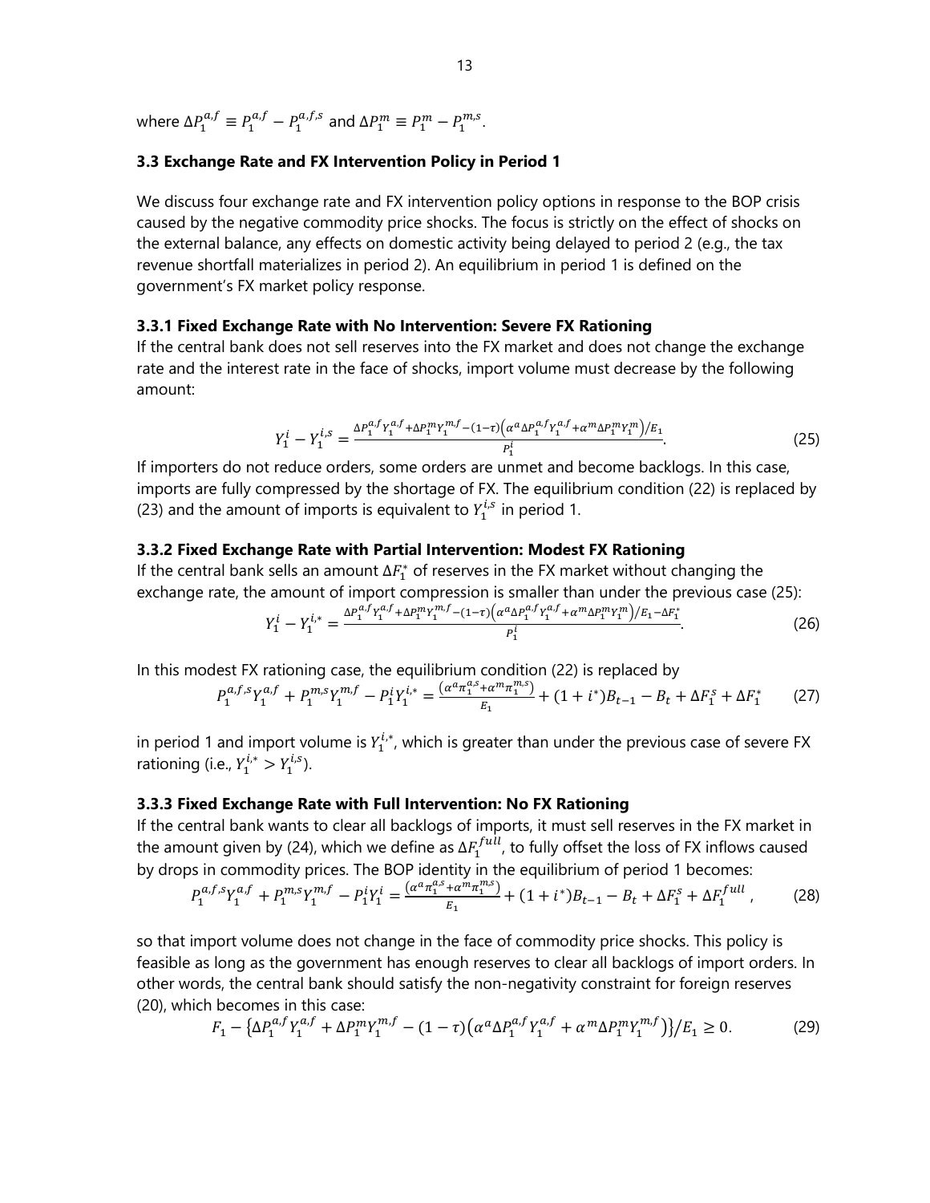where $\Delta P_1^{a,f} \equiv P_1^{a,f} - P_1^{a,f,s}$ and $\Delta P_1^m \equiv P_1^m - P_1^{m,s}$.

### 3.3 Exchange Rate and FX Intervention Policy in Period 1

We discuss four exchange rate and FX intervention policy options in response to the BOP crisis caused by the negative commodity price shocks. The focus is strictly on the effect of shocks on the external balance, any effects on domestic activity being delayed to period 2 (e.g., the tax revenue shortfall materializes in period 2). An equilibrium in period 1 is defined on the government's FX market policy response.

#### 3.3.1 Fixed Exchange Rate with No Intervention: Severe FX Rationing

If the central bank does not sell reserves into the FX market and does not change the exchange rate and the interest rate in the face of shocks, import volume must decrease by the following amount:

$$Y_1^i - Y_1^{i,s} = \frac{\Delta P_1^{a,f} Y_1^{a,f} + \Delta P_1^m Y_1^{m,f} - (1-\tau)\left(\alpha^a \Delta P_1^{a,f} Y_1^{a,f} + \alpha^m \Delta P_1^m Y_1^m\right)/E_1}{P_1^i}. \tag{25}$$

If importers do not reduce orders, some orders are unmet and become backlogs. In this case, imports are fully compressed by the shortage of FX. The equilibrium condition (22) is replaced by (23) and the amount of imports is equivalent to $Y_1^{i,s}$ in period 1.

#### 3.3.2 Fixed Exchange Rate with Partial Intervention: Modest FX Rationing

If the central bank sells an amount $\Delta F_1^*$ of reserves in the FX market without changing the exchange rate, the amount of import compression is smaller than under the previous case (25):

$$Y_1^i - Y_1^{i,*} = \frac{\Delta P_1^{a,f} Y_1^{a,f} + \Delta P_1^m Y_1^{m,f} - (1-\tau)\left(\alpha^a \Delta P_1^{a,f} Y_1^{a,f} + \alpha^m \Delta P_1^m Y_1^m\right)/E_1 - \Delta F_1^*}{P_1^i}. \tag{26}$$

In this modest FX rationing case, the equilibrium condition (22) is replaced by

$$P_1^{a,f,s} Y_1^{a,f} + P_1^{m,s} Y_1^{m,f} - P_1^i Y_1^{i,*} = \frac{(\alpha^a \pi_1^{a,s} + \alpha^m \pi_1^{m,s})}{E_1} + (1+i^*) B_{t-1} - B_t + \Delta F_1^s + \Delta F_1^* \tag{27}$$

in period 1 and import volume is $Y_1^{i,*}$, which is greater than under the previous case of severe FX rationing (i.e., $Y_1^{i,*} > Y_1^{i,s}$).

#### 3.3.3 Fixed Exchange Rate with Full Intervention: No FX Rationing

If the central bank wants to clear all backlogs of imports, it must sell reserves in the FX market in the amount given by (24), which we define as $\Delta F_1^{full}$, to fully offset the loss of FX inflows caused by drops in commodity prices. The BOP identity in the equilibrium of period 1 becomes:

$$P_1^{a,f,s} Y_1^{a,f} + P_1^{m,s} Y_1^{m,f} - P_1^i Y_1^i = \frac{(\alpha^a \pi_1^{a,s} + \alpha^m \pi_1^{m,s})}{E_1} + (1+i^*) B_{t-1} - B_t + \Delta F_1^s + \Delta F_1^{full}, \tag{28}$$

so that import volume does not change in the face of commodity price shocks. This policy is feasible as long as the government has enough reserves to clear all backlogs of import orders. In other words, the central bank should satisfy the non-negativity constraint for foreign reserves (20), which becomes in this case:

$$F_1 - \left\{\Delta P_1^{a,f} Y_1^{a,f} + \Delta P_1^m Y_1^{m,f} - (1-\tau)\left(\alpha^a \Delta P_1^{a,f} Y_1^{a,f} + \alpha^m \Delta P_1^m Y_1^{m,f}\right)\right\}/E_1 \geq 0. \tag{29}$$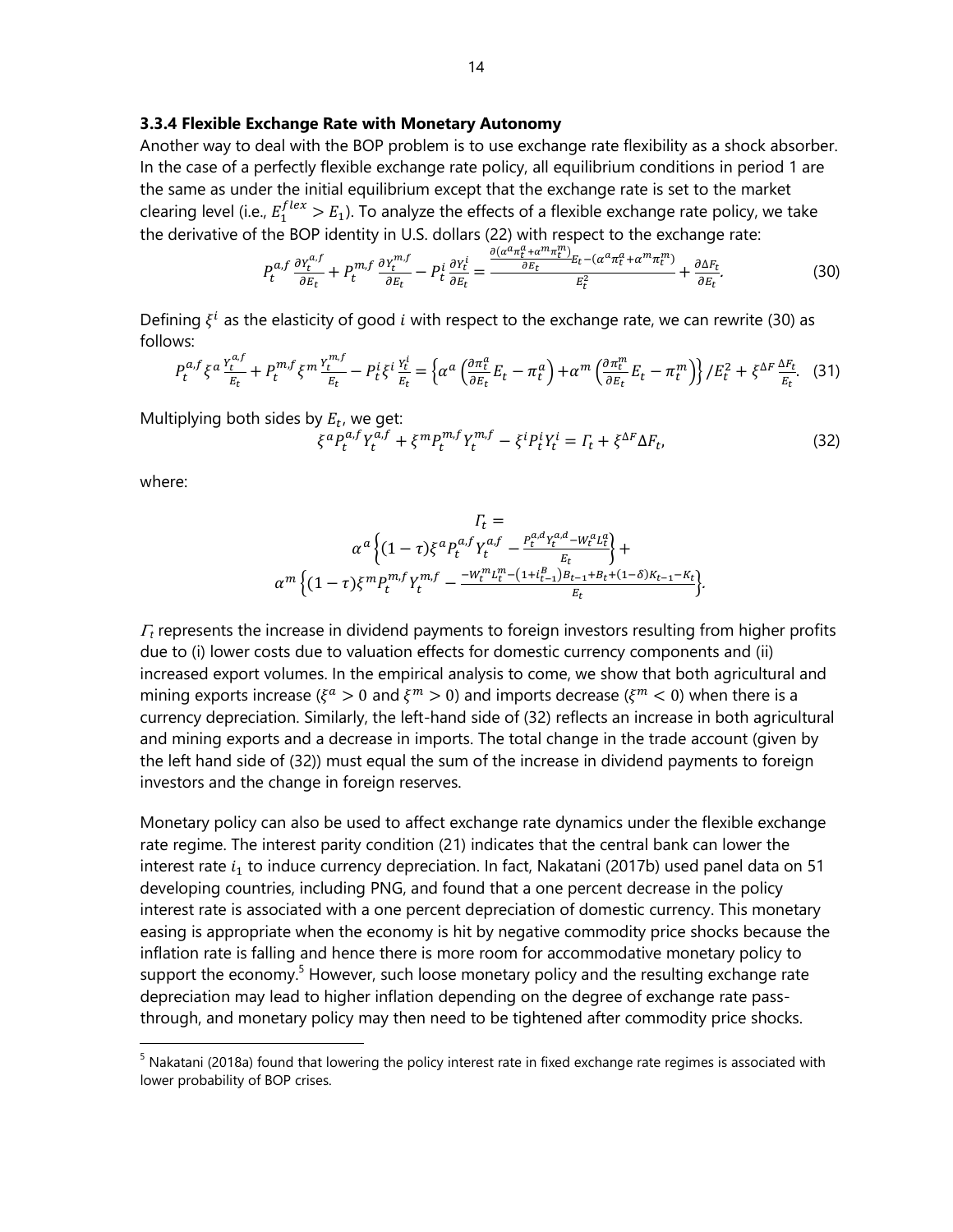### 3.3.4 Flexible Exchange Rate with Monetary Autonomy

Another way to deal with the BOP problem is to use exchange rate flexibility as a shock absorber. In the case of a perfectly flexible exchange rate policy, all equilibrium conditions in period 1 are the same as under the initial equilibrium except that the exchange rate is set to the market clearing level (i.e., $E_1^{flex} > E_1$). To analyze the effects of a flexible exchange rate policy, we take the derivative of the BOP identity in U.S. dollars (22) with respect to the exchange rate:

$$P_t^{a,f}\frac{\partial Y_t^{a,f}}{\partial E_t} + P_t^{m,f}\frac{\partial Y_t^{m,f}}{\partial E_t} - P_t^i\frac{\partial Y_t^i}{\partial E_t} = \frac{\frac{\partial(\alpha^a\pi_t^a + \alpha^m\pi_t^m)}{\partial E_t}E_t - (\alpha^a\pi_t^a + \alpha^m\pi_t^m)}{E_t^2} + \frac{\partial \Delta F_t}{\partial E_t}. \quad (30)$$

Defining $\xi^i$ as the elasticity of good $i$ with respect to the exchange rate, we can rewrite (30) as follows:

$$P_t^{a,f}\xi^a\frac{Y_t^{a,f}}{E_t} + P_t^{m,f}\xi^m\frac{Y_t^{m,f}}{E_t} - P_t^i\xi^i\frac{Y_t^i}{E_t} = \left\{\alpha^a\left(\frac{\partial \pi_t^a}{\partial E_t}E_t - \pi_t^a\right) + \alpha^m\left(\frac{\partial \pi_t^m}{\partial E_t}E_t - \pi_t^m\right)\right\}/E_t^2 + \xi^{\Delta F}\frac{\Delta F_t}{E_t}. \quad (31)$$

Multiplying both sides by $E_t$, we get:

$$\xi^a P_t^{a,f}Y_t^{a,f} + \xi^m P_t^{m,f}Y_t^{m,f} - \xi^i P_t^i Y_t^i = \Gamma_t + \xi^{\Delta F}\Delta F_t, \quad (32)$$

where:

$$\Gamma_t = \alpha^a\left\{(1-\tau)\xi^a P_t^{a,f}Y_t^{a,f} - \frac{P_t^{a,d}Y_t^{a,d} - W_t^a L_t^a}{E_t}\right\} + \alpha^m\left\{(1-\tau)\xi^m P_t^{m,f}Y_t^{m,f} - \frac{-W_t^m L_t^m - (1+i_{t-1}^B)B_{t-1} + B_t + (1-\delta)K_{t-1} - K_t}{E_t}\right\}.$$

$\Gamma_t$ represents the increase in dividend payments to foreign investors resulting from higher profits due to (i) lower costs due to valuation effects for domestic currency components and (ii) increased export volumes. In the empirical analysis to come, we show that both agricultural and mining exports increase ($\xi^a > 0$ and $\xi^m > 0$) and imports decrease ($\xi^m < 0$) when there is a currency depreciation. Similarly, the left-hand side of (32) reflects an increase in both agricultural and mining exports and a decrease in imports. The total change in the trade account (given by the left hand side of (32)) must equal the sum of the increase in dividend payments to foreign investors and the change in foreign reserves.

Monetary policy can also be used to affect exchange rate dynamics under the flexible exchange rate regime. The interest parity condition (21) indicates that the central bank can lower the interest rate $i_1$ to induce currency depreciation. In fact, Nakatani (2017b) used panel data on 51 developing countries, including PNG, and found that a one percent decrease in the policy interest rate is associated with a one percent depreciation of domestic currency. This monetary easing is appropriate when the economy is hit by negative commodity price shocks because the inflation rate is falling and hence there is more room for accommodative monetary policy to support the economy.[5] However, such loose monetary policy and the resulting exchange rate depreciation may lead to higher inflation depending on the degree of exchange rate pass-through, and monetary policy may then need to be tightened after commodity price shocks.

[5] Nakatani (2018a) found that lowering the policy interest rate in fixed exchange rate regimes is associated with lower probability of BOP crises.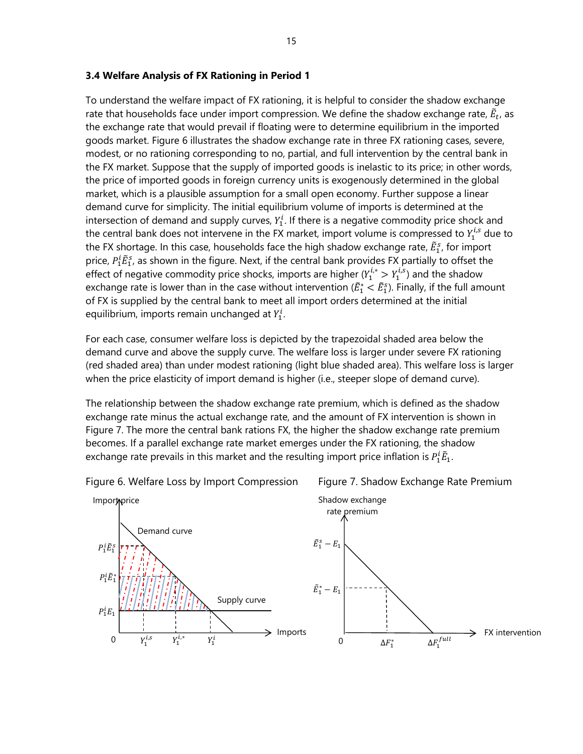### 3.4 Welfare Analysis of FX Rationing in Period 1

To understand the welfare impact of FX rationing, it is helpful to consider the shadow exchange rate that households face under import compression. We define the shadow exchange rate, $\tilde{E}_t$, as the exchange rate that would prevail if floating were to determine equilibrium in the imported goods market. Figure 6 illustrates the shadow exchange rate in three FX rationing cases, severe, modest, or no rationing corresponding to no, partial, and full intervention by the central bank in the FX market. Suppose that the supply of imported goods is inelastic to its price; in other words, the price of imported goods in foreign currency units is exogenously determined in the global market, which is a plausible assumption for a small open economy. Further suppose a linear demand curve for simplicity. The initial equilibrium volume of imports is determined at the intersection of demand and supply curves, $Y_1^i$. If there is a negative commodity price shock and the central bank does not intervene in the FX market, import volume is compressed to $Y_1^{i,s}$ due to the FX shortage. In this case, households face the high shadow exchange rate, $\tilde{E}_1^s$, for import price, $P_1^i\tilde{E}_1^s$, as shown in the figure. Next, if the central bank provides FX partially to offset the effect of negative commodity price shocks, imports are higher ($Y_1^{i,*} > Y_1^{i,s}$) and the shadow exchange rate is lower than in the case without intervention ($\tilde{E}_1^* < \tilde{E}_1^s$). Finally, if the full amount of FX is supplied by the central bank to meet all import orders determined at the initial equilibrium, imports remain unchanged at $Y_1^i$.

For each case, consumer welfare loss is depicted by the trapezoidal shaded area below the demand curve and above the supply curve. The welfare loss is larger under severe FX rationing (red shaded area) than under modest rationing (light blue shaded area). This welfare loss is larger when the price elasticity of import demand is higher (i.e., steeper slope of demand curve).

The relationship between the shadow exchange rate premium, which is defined as the shadow exchange rate minus the actual exchange rate, and the amount of FX intervention is shown in Figure 7. The more the central bank rations FX, the higher the shadow exchange rate premium becomes. If a parallel exchange rate market emerges under the FX rationing, the shadow exchange rate prevails in this market and the resulting import price inflation is $P_1^i\tilde{E}_1$.

Figure 6. Welfare Loss by Import Compression

Figure 7. Shadow Exchange Rate Premium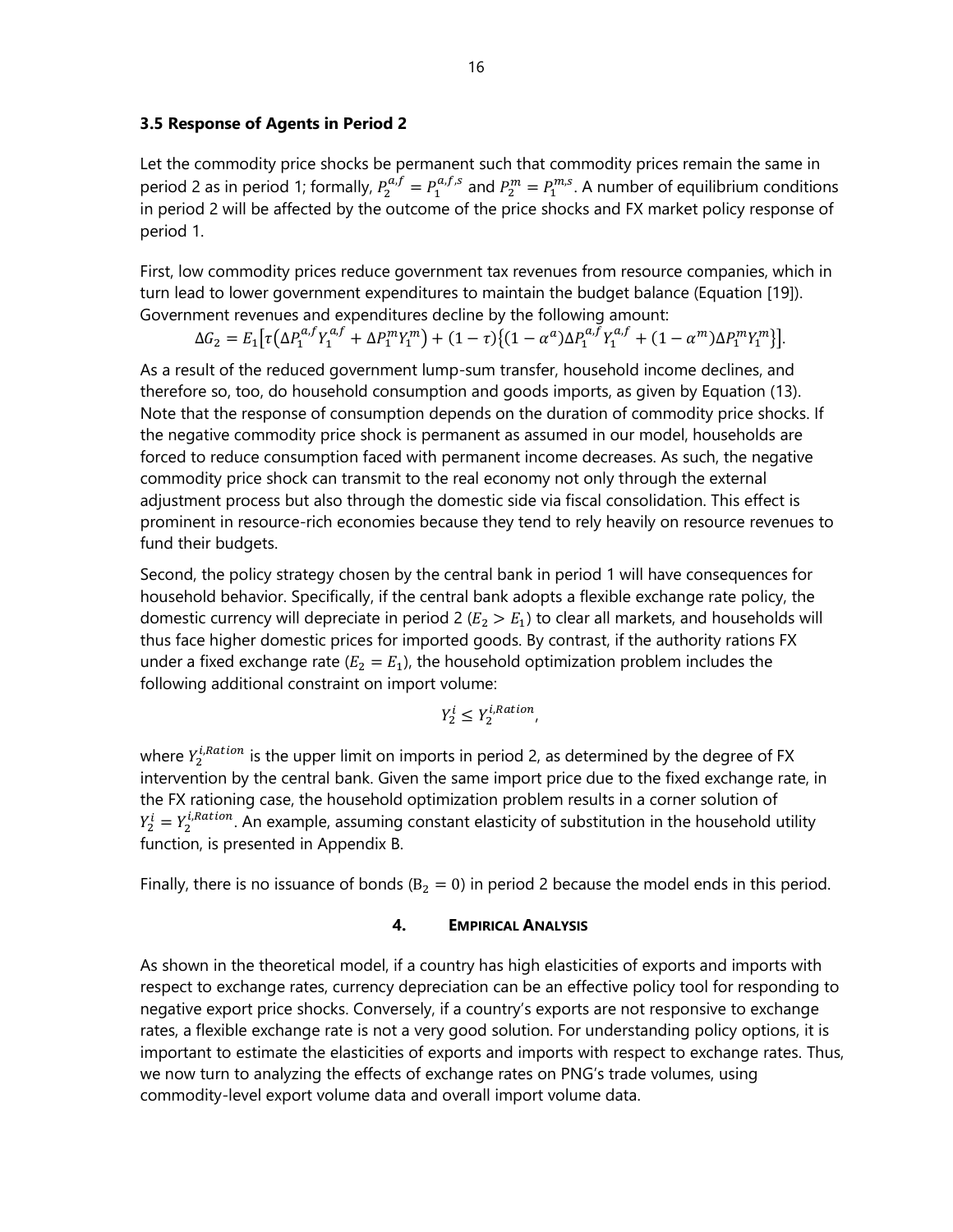### 3.5 Response of Agents in Period 2

Let the commodity price shocks be permanent such that commodity prices remain the same in period 2 as in period 1; formally, $P_2^{a,f} = P_1^{a,f,s}$ and $P_2^m = P_1^{m,s}$. A number of equilibrium conditions in period 2 will be affected by the outcome of the price shocks and FX market policy response of period 1.

First, low commodity prices reduce government tax revenues from resource companies, which in turn lead to lower government expenditures to maintain the budget balance (Equation [19]). Government revenues and expenditures decline by the following amount:

$$\Delta G_2 = E_1\left[\tau\left(\Delta P_1^{a,f} Y_1^{a,f} + \Delta P_1^m Y_1^m\right) + (1-\tau)\left\{(1-\alpha^a)\Delta P_1^{a,f} Y_1^{a,f} + (1-\alpha^m)\Delta P_1^m Y_1^m\right\}\right].$$

As a result of the reduced government lump-sum transfer, household income declines, and therefore so, too, do household consumption and goods imports, as given by Equation (13). Note that the response of consumption depends on the duration of commodity price shocks. If the negative commodity price shock is permanent as assumed in our model, households are forced to reduce consumption faced with permanent income decreases. As such, the negative commodity price shock can transmit to the real economy not only through the external adjustment process but also through the domestic side via fiscal consolidation. This effect is prominent in resource-rich economies because they tend to rely heavily on resource revenues to fund their budgets.

Second, the policy strategy chosen by the central bank in period 1 will have consequences for household behavior. Specifically, if the central bank adopts a flexible exchange rate policy, the domestic currency will depreciate in period 2 ($E_2 > E_1$) to clear all markets, and households will thus face higher domestic prices for imported goods. By contrast, if the authority rations FX under a fixed exchange rate ($E_2 = E_1$), the household optimization problem includes the following additional constraint on import volume:

$$Y_2^i \leq Y_2^{i,Ration},$$

where $Y_2^{i,Ration}$ is the upper limit on imports in period 2, as determined by the degree of FX intervention by the central bank. Given the same import price due to the fixed exchange rate, in the FX rationing case, the household optimization problem results in a corner solution of $Y_2^i = Y_2^{i,Ration}$. An example, assuming constant elasticity of substitution in the household utility function, is presented in Appendix B.

Finally, there is no issuance of bonds ($B_2 = 0$) in period 2 because the model ends in this period.

## 4. Empirical Analysis

As shown in the theoretical model, if a country has high elasticities of exports and imports with respect to exchange rates, currency depreciation can be an effective policy tool for responding to negative export price shocks. Conversely, if a country's exports are not responsive to exchange rates, a flexible exchange rate is not a very good solution. For understanding policy options, it is important to estimate the elasticities of exports and imports with respect to exchange rates. Thus, we now turn to analyzing the effects of exchange rates on PNG's trade volumes, using commodity-level export volume data and overall import volume data.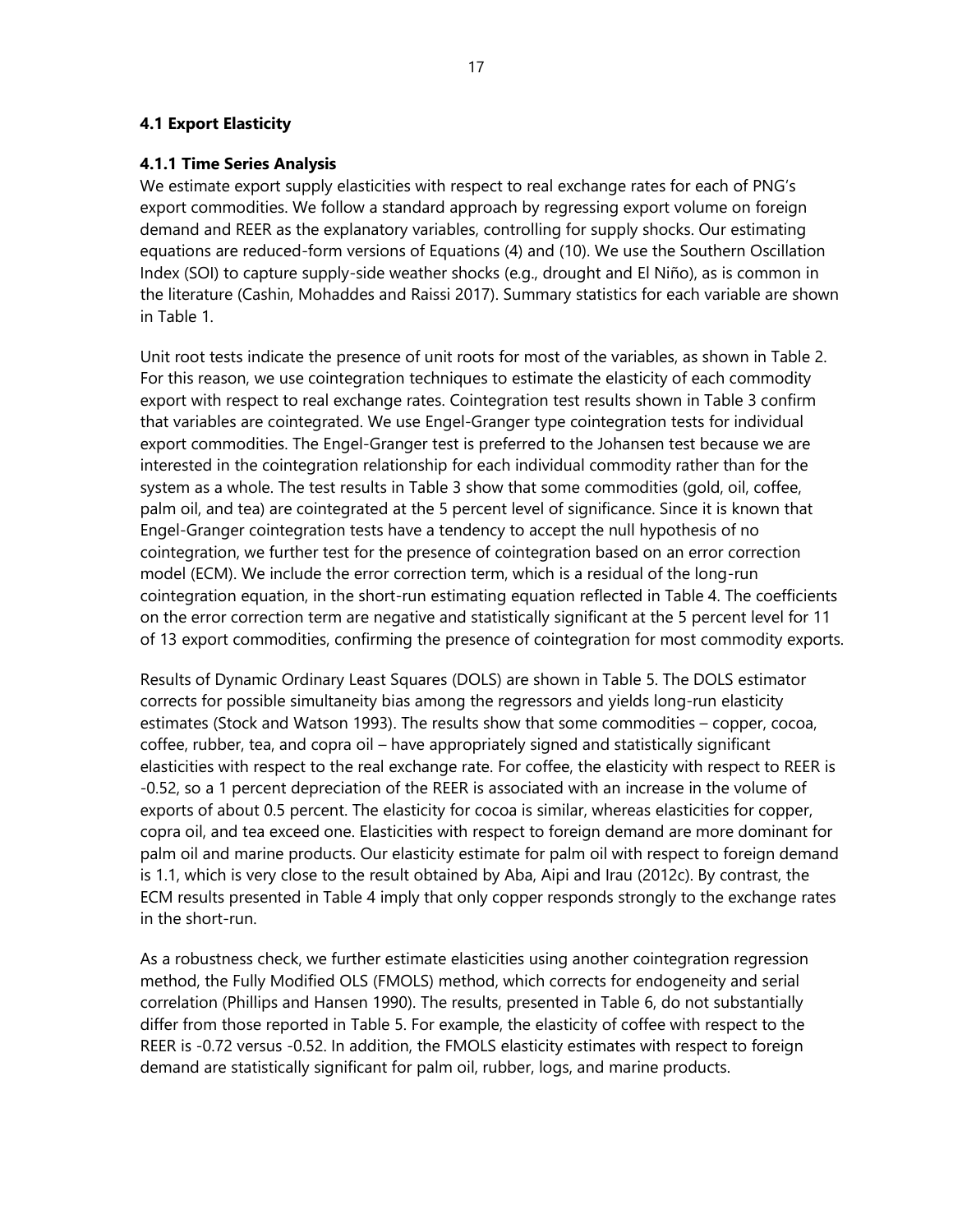### 4.1 Export Elasticity

#### 4.1.1 Time Series Analysis

We estimate export supply elasticities with respect to real exchange rates for each of PNG's export commodities. We follow a standard approach by regressing export volume on foreign demand and REER as the explanatory variables, controlling for supply shocks. Our estimating equations are reduced-form versions of Equations (4) and (10). We use the Southern Oscillation Index (SOI) to capture supply-side weather shocks (e.g., drought and El Niño), as is common in the literature (Cashin, Mohaddes and Raissi 2017). Summary statistics for each variable are shown in Table 1.

Unit root tests indicate the presence of unit roots for most of the variables, as shown in Table 2. For this reason, we use cointegration techniques to estimate the elasticity of each commodity export with respect to real exchange rates. Cointegration test results shown in Table 3 confirm that variables are cointegrated. We use Engel-Granger type cointegration tests for individual export commodities. The Engel-Granger test is preferred to the Johansen test because we are interested in the cointegration relationship for each individual commodity rather than for the system as a whole. The test results in Table 3 show that some commodities (gold, oil, coffee, palm oil, and tea) are cointegrated at the 5 percent level of significance. Since it is known that Engel-Granger cointegration tests have a tendency to accept the null hypothesis of no cointegration, we further test for the presence of cointegration based on an error correction model (ECM). We include the error correction term, which is a residual of the long-run cointegration equation, in the short-run estimating equation reflected in Table 4. The coefficients on the error correction term are negative and statistically significant at the 5 percent level for 11 of 13 export commodities, confirming the presence of cointegration for most commodity exports.

Results of Dynamic Ordinary Least Squares (DOLS) are shown in Table 5. The DOLS estimator corrects for possible simultaneity bias among the regressors and yields long-run elasticity estimates (Stock and Watson 1993). The results show that some commodities – copper, cocoa, coffee, rubber, tea, and copra oil – have appropriately signed and statistically significant elasticities with respect to the real exchange rate. For coffee, the elasticity with respect to REER is -0.52, so a 1 percent depreciation of the REER is associated with an increase in the volume of exports of about 0.5 percent. The elasticity for cocoa is similar, whereas elasticities for copper, copra oil, and tea exceed one. Elasticities with respect to foreign demand are more dominant for palm oil and marine products. Our elasticity estimate for palm oil with respect to foreign demand is 1.1, which is very close to the result obtained by Aba, Aipi and Irau (2012c). By contrast, the ECM results presented in Table 4 imply that only copper responds strongly to the exchange rates in the short-run.

As a robustness check, we further estimate elasticities using another cointegration regression method, the Fully Modified OLS (FMOLS) method, which corrects for endogeneity and serial correlation (Phillips and Hansen 1990). The results, presented in Table 6, do not substantially differ from those reported in Table 5. For example, the elasticity of coffee with respect to the REER is -0.72 versus -0.52. In addition, the FMOLS elasticity estimates with respect to foreign demand are statistically significant for palm oil, rubber, logs, and marine products.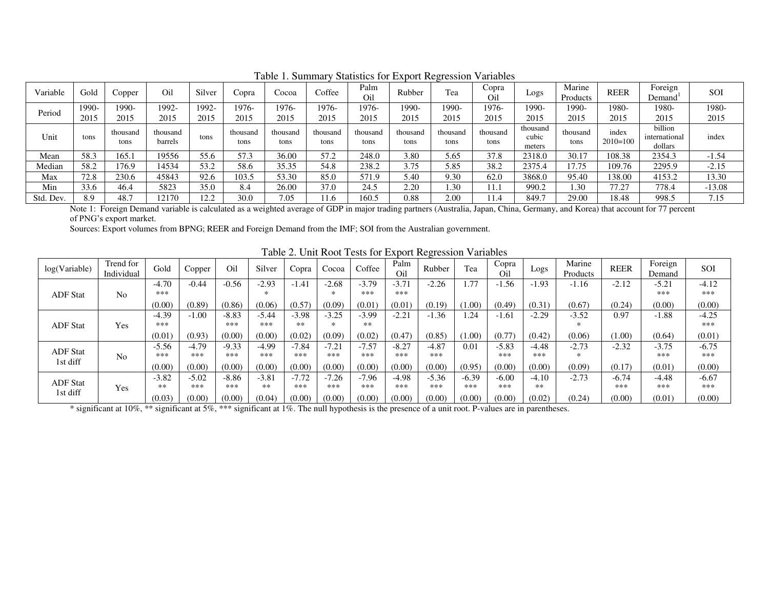Table 1. Summary Statistics for Export Regression Variables

| Variable | Gold | Copper | Oil | Silver | Copra | Cocoa | Coffee | Palm Oil | Rubber | Tea | Copra Oil | Logs | Marine Products | REER | Foreign Demand[1] | SOI |
|---|---|---|---|---|---|---|---|---|---|---|---|---|---|---|---|---|
| Period | 1990-2015 | 1990-2015 | 1992-2015 | 1992-2015 | 1976-2015 | 1976-2015 | 1976-2015 | 1976-2015 | 1990-2015 | 1990-2015 | 1976-2015 | 1990-2015 | 1990-2015 | 1980-2015 | 1980-2015 | 1980-2015 |
| Unit | tons | thousand tons | thousand barrels | tons | thousand tons | thousand tons | thousand tons | thousand tons | thousand tons | thousand tons | thousand tons | thousand cubic meters | thousand tons | index 2010=100 | billion international dollars | index |
| Mean | 58.3 | 165.1 | 19556 | 55.6 | 57.3 | 36.00 | 57.2 | 248.0 | 3.80 | 5.65 | 37.8 | 2318.0 | 30.17 | 108.38 | 2354.3 | -1.54 |
| Median | 58.2 | 176.9 | 14534 | 53.2 | 58.6 | 35.35 | 54.8 | 238.2 | 3.75 | 5.85 | 38.2 | 2375.4 | 17.75 | 109.76 | 2295.9 | -2.15 |
| Max | 72.8 | 230.6 | 45843 | 92.6 | 103.5 | 53.30 | 85.0 | 571.9 | 5.40 | 9.30 | 62.0 | 3868.0 | 95.40 | 138.00 | 4153.2 | 13.30 |
| Min | 33.6 | 46.4 | 5823 | 35.0 | 8.4 | 26.00 | 37.0 | 24.5 | 2.20 | 1.30 | 11.1 | 990.2 | 1.30 | 77.27 | 778.4 | -13.08 |
| Std. Dev. | 8.9 | 48.7 | 12170 | 12.2 | 30.0 | 7.05 | 11.6 | 160.5 | 0.88 | 2.00 | 11.4 | 849.7 | 29.00 | 18.48 | 998.5 | 7.15 |

Note 1: Foreign Demand variable is calculated as a weighted average of GDP in major trading partners (Australia, Japan, China, Germany, and Korea) that account for 77 percent of PNG's export market.

Sources: Export volumes from BPNG; REER and Foreign Demand from the IMF; SOI from the Australian government.

Table 2. Unit Root Tests for Export Regression Variables

| log(Variable) | Trend for Individual | Gold | Copper | Oil | Silver | Copra | Cocoa | Coffee | Palm Oil | Rubber | Tea | Copra Oil | Logs | Marine Products | REER | Foreign Demand | SOI |
|---|---|---|---|---|---|---|---|---|---|---|---|---|---|---|---|---|---|
| ADF Stat | No | -4.70 *** | -0.44 | -0.56 | -2.93 * | -1.41 | -2.68 * | -3.79 *** | -3.71 *** | -2.26 | 1.77 | -1.56 | -1.93 | -1.16 | -2.12 | -5.21 *** | -4.12 *** |
| | | (0.00) | (0.89) | (0.86) | (0.06) | (0.57) | (0.09) | (0.01) | (0.01) | (0.19) | (1.00) | (0.49) | (0.31) | (0.67) | (0.24) | (0.00) | (0.00) |
| ADF Stat | Yes | -4.39 *** | -1.00 | -8.83 *** | -5.44 *** | -3.98 ** | -3.25 * | -3.99 ** | -2.21 | -1.36 | 1.24 | -1.61 | -2.29 | -3.52 * | 0.97 | -1.88 | -4.25 *** |
| | | (0.01) | (0.93) | (0.00) | (0.00) | (0.02) | (0.09) | (0.02) | (0.47) | (0.85) | (1.00) | (0.77) | (0.42) | (0.06) | (1.00) | (0.64) | (0.01) |
| ADF Stat 1st diff | No | -5.56 *** | -4.79 *** | -9.33 *** | -4.99 *** | -7.84 *** | -7.21 *** | -7.57 *** | -8.27 *** | -4.87 *** | 0.01 | -5.83 *** | -4.48 *** | -2.73 * | -2.32 | -3.75 *** | -6.75 *** |
| | | (0.00) | (0.00) | (0.00) | (0.00) | (0.00) | (0.00) | (0.00) | (0.00) | (0.00) | (0.95) | (0.00) | (0.00) | (0.09) | (0.17) | (0.01) | (0.00) |
| ADF Stat 1st diff | Yes | -3.82 ** | -5.02 *** | -8.86 *** | -3.81 ** | -7.72 *** | -7.26 *** | -7.96 *** | -4.98 *** | -5.36 *** | -6.39 *** | -6.00 *** | -4.10 ** | -2.73 | -6.74 *** | -4.48 *** | -6.67 *** |
| | | (0.03) | (0.00) | (0.00) | (0.04) | (0.00) | (0.00) | (0.00) | (0.00) | (0.00) | (0.00) | (0.00) | (0.02) | (0.24) | (0.00) | (0.01) | (0.00) |

* significant at 10%, ** significant at 5%, *** significant at 1%. The null hypothesis is the presence of a unit root. P-values are in parentheses.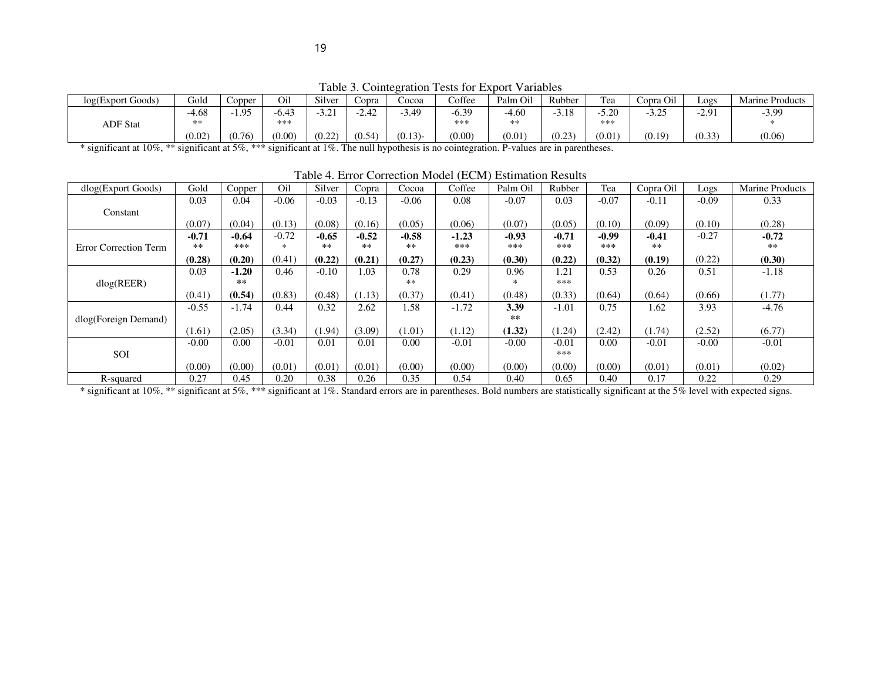Table 3. Cointegration Tests for Export Variables

| log(Export Goods) | Gold | Copper | Oil | Silver | Copra | Cocoa | Coffee | Palm Oil | Rubber | Tea | Copra Oil | Logs | Marine Products |
|---|---|---|---|---|---|---|---|---|---|---|---|---|---|
| ADF Stat | -4.68 ** | -1.95 | -6.43 *** | -3.21 | -2.42 | -3.49 | -6.39 *** | -4.60 ** | -3.18 | -5.20 *** | -3.25 | -2.91 | -3.99 * |
| | (0.02) | (0.76) | (0.00) | (0.22) | (0.54) | (0.13)- | (0.00) | (0.01) | (0.23) | (0.01) | (0.19) | (0.33) | (0.06) |

\* significant at 10%, ** significant at 5%, *** significant at 1%. The null hypothesis is no cointegration. P-values are in parentheses.

Table 4. Error Correction Model (ECM) Estimation Results

| dlog(Export Goods) | Gold | Copper | Oil | Silver | Copra | Cocoa | Coffee | Palm Oil | Rubber | Tea | Copra Oil | Logs | Marine Products |
|---|---|---|---|---|---|---|---|---|---|---|---|---|---|
| Constant | 0.03 | 0.04 | -0.06 | -0.03 | -0.13 | -0.06 | 0.08 | -0.07 | 0.03 | -0.07 | -0.11 | -0.09 | 0.33 |
| | (0.07) | (0.04) | (0.13) | (0.08) | (0.16) | (0.05) | (0.06) | (0.07) | (0.05) | (0.10) | (0.09) | (0.10) | (0.28) |
| Error Correction Term | **-0.71** ** | **-0.64** *** | -0.72 * | **-0.65** ** | **-0.52** ** | **-0.58** ** | **-1.23** *** | **-0.93** *** | **-0.71** *** | **-0.99** *** | **-0.41** ** | -0.27 | **-0.72** ** |
| | **(0.28)** | **(0.20)** | (0.41) | **(0.22)** | **(0.21)** | **(0.27)** | **(0.23)** | **(0.30)** | **(0.22)** | **(0.32)** | **(0.19)** | (0.22) | **(0.30)** |
| dlog(REER) | 0.03 | **-1.20** ** | 0.46 | -0.10 | 1.03 | 0.78 ** | 0.29 | 0.96 * | 1.21 *** | 0.53 | 0.26 | 0.51 | -1.18 |
| | (0.41) | **(0.54)** | (0.83) | (0.48) | (1.13) | (0.37) | (0.41) | (0.48) | (0.33) | (0.64) | (0.64) | (0.66) | (1.77) |
| dlog(Foreign Demand) | -0.55 | -1.74 | 0.44 | 0.32 | 2.62 | 1.58 | -1.72 | **3.39** ** | -1.01 | 0.75 | 1.62 | 3.93 | -4.76 |
| | (1.61) | (2.05) | (3.34) | (1.94) | (3.09) | (1.01) | (1.12) | **(1.32)** | (1.24) | (2.42) | (1.74) | (2.52) | (6.77) |
| SOI | -0.00 | 0.00 | -0.01 | 0.01 | 0.01 | 0.00 | -0.01 | -0.00 | -0.01 *** | 0.00 | -0.01 | -0.00 | -0.01 |
| | (0.00) | (0.00) | (0.01) | (0.01) | (0.01) | (0.00) | (0.00) | (0.00) | (0.00) | (0.00) | (0.01) | (0.01) | (0.02) |
| R-squared | 0.27 | 0.45 | 0.20 | 0.38 | 0.26 | 0.35 | 0.54 | 0.40 | 0.65 | 0.40 | 0.17 | 0.22 | 0.29 |

\* significant at 10%, ** significant at 5%, *** significant at 1%. Standard errors are in parentheses. Bold numbers are statistically significant at the 5% level with expected signs.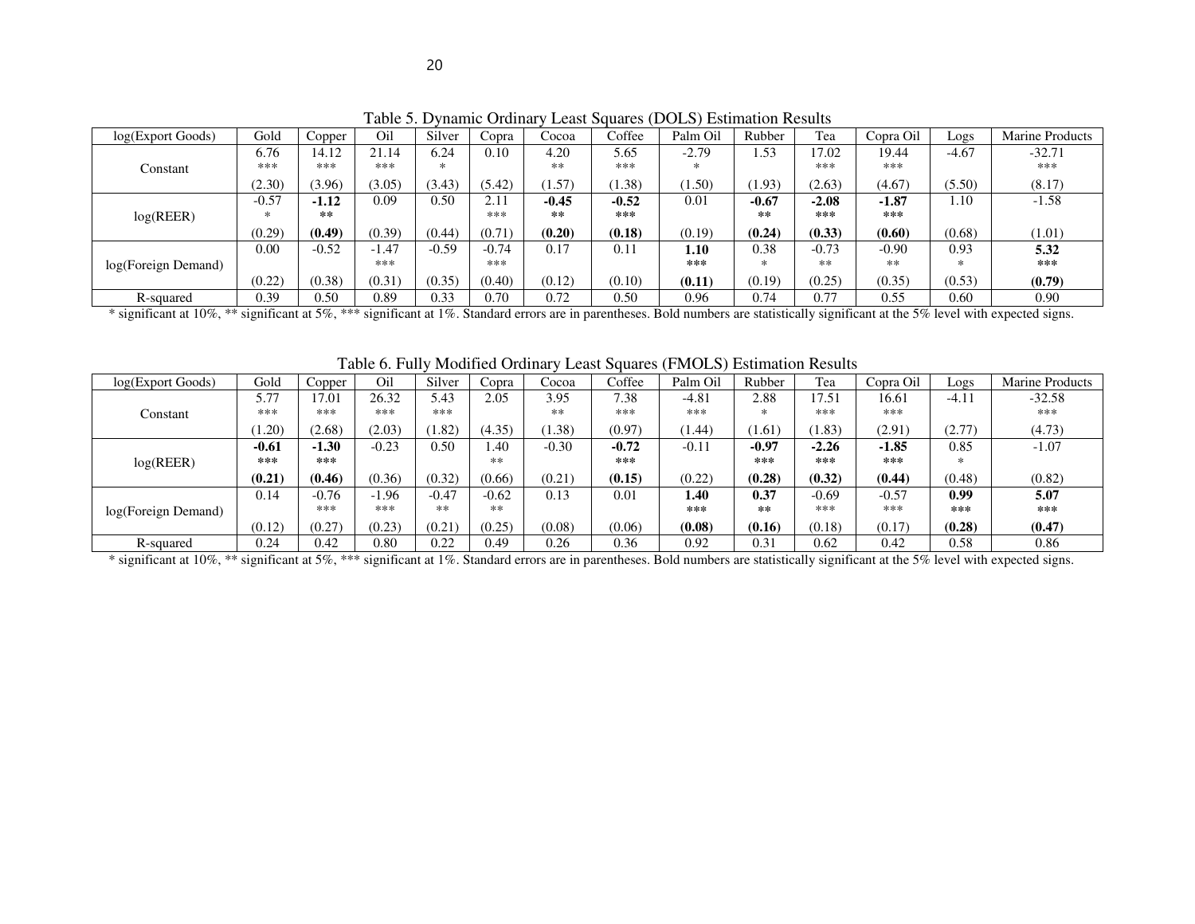Table 5. Dynamic Ordinary Least Squares (DOLS) Estimation Results

| log(Export Goods) | Gold | Copper | Oil | Silver | Copra | Cocoa | Coffee | Palm Oil | Rubber | Tea | Copra Oil | Logs | Marine Products |
|---|---|---|---|---|---|---|---|---|---|---|---|---|---|
| Constant | 6.76 *** | 14.12 *** | 21.14 *** | 6.24 * | 0.10 | 4.20 ** | 5.65 *** | -2.79 * | 1.53 | 17.02 *** | 19.44 *** | -4.67 | -32.71 *** |
| | (2.30) | (3.96) | (3.05) | (3.43) | (5.42) | (1.57) | (1.38) | (1.50) | (1.93) | (2.63) | (4.67) | (5.50) | (8.17) |
| log(REER) | -0.57 * | **-1.12 \*\*** | 0.09 | 0.50 | 2.11 *** | **-0.45 \*\*** | **-0.52 \*\*\*** | 0.01 | **-0.67 \*\*** | **-2.08 \*\*\*** | **-1.87 \*\*\*** | 1.10 | -1.58 |
| | (0.29) | **(0.49)** | (0.39) | (0.44) | (0.71) | **(0.20)** | **(0.18)** | (0.19) | **(0.24)** | **(0.33)** | **(0.60)** | (0.68) | (1.01) |
| log(Foreign Demand) | 0.00 | -0.52 | -1.47 *** | -0.59 | -0.74 *** | 0.17 | 0.11 | **1.10 \*\*\*** | 0.38 * | -0.73 ** | -0.90 ** | 0.93 * | **5.32 \*\*\*** |
| | (0.22) | (0.38) | (0.31) | (0.35) | (0.40) | (0.12) | (0.10) | **(0.11)** | (0.19) | (0.25) | (0.35) | (0.53) | **(0.79)** |
| R-squared | 0.39 | 0.50 | 0.89 | 0.33 | 0.70 | 0.72 | 0.50 | 0.96 | 0.74 | 0.77 | 0.55 | 0.60 | 0.90 |

\* significant at 10%, ** significant at 5%, *** significant at 1%. Standard errors are in parentheses. Bold numbers are statistically significant at the 5% level with expected signs.

Table 6. Fully Modified Ordinary Least Squares (FMOLS) Estimation Results

| log(Export Goods) | Gold | Copper | Oil | Silver | Copra | Cocoa | Coffee | Palm Oil | Rubber | Tea | Copra Oil | Logs | Marine Products |
|---|---|---|---|---|---|---|---|---|---|---|---|---|---|
| Constant | 5.77 *** | 17.01 *** | 26.32 *** | 5.43 *** | 2.05 | 3.95 ** | 7.38 *** | -4.81 *** | 2.88 * | 17.51 *** | 16.61 *** | -4.11 | -32.58 *** |
| | (1.20) | (2.68) | (2.03) | (1.82) | (4.35) | (1.38) | (0.97) | (1.44) | (1.61) | (1.83) | (2.91) | (2.77) | (4.73) |
| log(REER) | **-0.61 \*\*\*** | **-1.30 \*\*\*** | -0.23 | 0.50 | 1.40 ** | -0.30 | **-0.72 \*\*\*** | -0.11 | **-0.97 \*\*\*** | **-2.26 \*\*\*** | **-1.85 \*\*\*** | 0.85 * | -1.07 |
| | **(0.21)** | **(0.46)** | (0.36) | (0.32) | (0.66) | (0.21) | **(0.15)** | (0.22) | **(0.28)** | **(0.32)** | **(0.44)** | (0.48) | (0.82) |
| log(Foreign Demand) | 0.14 | -0.76 *** | -1.96 *** | -0.47 ** | -0.62 ** | 0.13 | 0.01 | **1.40 \*\*\*** | **0.37 \*\*** | -0.69 *** | -0.57 *** | **0.99 \*\*\*** | **5.07 \*\*\*** |
| | (0.12) | (0.27) | (0.23) | (0.21) | (0.25) | (0.08) | (0.06) | **(0.08)** | **(0.16)** | (0.18) | (0.17) | **(0.28)** | **(0.47)** |
| R-squared | 0.24 | 0.42 | 0.80 | 0.22 | 0.49 | 0.26 | 0.36 | 0.92 | 0.31 | 0.62 | 0.42 | 0.58 | 0.86 |

\* significant at 10%, ** significant at 5%, *** significant at 1%. Standard errors are in parentheses. Bold numbers are statistically significant at the 5% level with expected signs.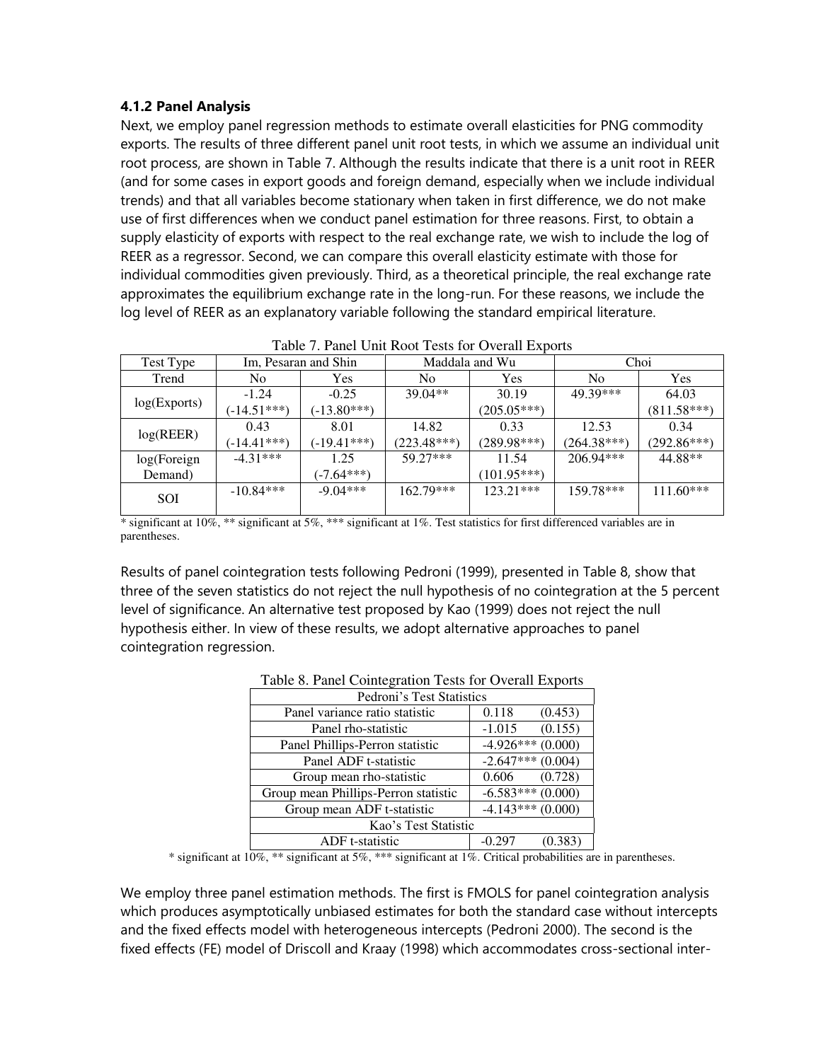### 4.1.2 Panel Analysis

Next, we employ panel regression methods to estimate overall elasticities for PNG commodity exports. The results of three different panel unit root tests, in which we assume an individual unit root process, are shown in Table 7. Although the results indicate that there is a unit root in REER (and for some cases in export goods and foreign demand, especially when we include individual trends) and that all variables become stationary when taken in first difference, we do not make use of first differences when we conduct panel estimation for three reasons. First, to obtain a supply elasticity of exports with respect to the real exchange rate, we wish to include the log of REER as a regressor. Second, we can compare this overall elasticity estimate with those for individual commodities given previously. Third, as a theoretical principle, the real exchange rate approximates the equilibrium exchange rate in the long-run. For these reasons, we include the log level of REER as an explanatory variable following the standard empirical literature.

Table 7. Panel Unit Root Tests for Overall Exports

| Test Type | Im, Pesaran and Shin | | Maddala and Wu | | Choi | |
|---|---|---|---|---|---|---|
| Trend | No | Yes | No | Yes | No | Yes |
| log(Exports) | -1.24 (-14.51***) | -0.25 (-13.80***) | 39.04** | 30.19 (205.05***) | 49.39*** | 64.03 (811.58***) |
| log(REER) | 0.43 (-14.41***) | 8.01 (-19.41***) | 14.82 (223.48***) | 0.33 (289.98***) | 12.53 (264.38***) | 0.34 (292.86***) |
| log(Foreign Demand) | -4.31*** | 1.25 (-7.64***) | 59.27*** | 11.54 (101.95***) | 206.94*** | 44.88** |
| SOI | -10.84*** | -9.04*** | 162.79*** | 123.21*** | 159.78*** | 111.60*** |

* significant at 10%, ** significant at 5%, *** significant at 1%. Test statistics for first differenced variables are in parentheses.

Results of panel cointegration tests following Pedroni (1999), presented in Table 8, show that three of the seven statistics do not reject the null hypothesis of no cointegration at the 5 percent level of significance. An alternative test proposed by Kao (1999) does not reject the null hypothesis either. In view of these results, we adopt alternative approaches to panel cointegration regression.

Table 8. Panel Cointegration Tests for Overall Exports

| Pedroni's Test Statistics | |
|---|---|
| Panel variance ratio statistic | 0.118 (0.453) |
| Panel rho-statistic | -1.015 (0.155) |
| Panel Phillips-Perron statistic | -4.926*** (0.000) |
| Panel ADF t-statistic | -2.647*** (0.004) |
| Group mean rho-statistic | 0.606 (0.728) |
| Group mean Phillips-Perron statistic | -6.583*** (0.000) |
| Group mean ADF t-statistic | -4.143*** (0.000) |
| **Kao's Test Statistic** | |
| ADF t-statistic | -0.297 (0.383) |

* significant at 10%, ** significant at 5%, *** significant at 1%. Critical probabilities are in parentheses.

We employ three panel estimation methods. The first is FMOLS for panel cointegration analysis which produces asymptotically unbiased estimates for both the standard case without intercepts and the fixed effects model with heterogeneous intercepts (Pedroni 2000). The second is the fixed effects (FE) model of Driscoll and Kraay (1998) which accommodates cross-sectional inter-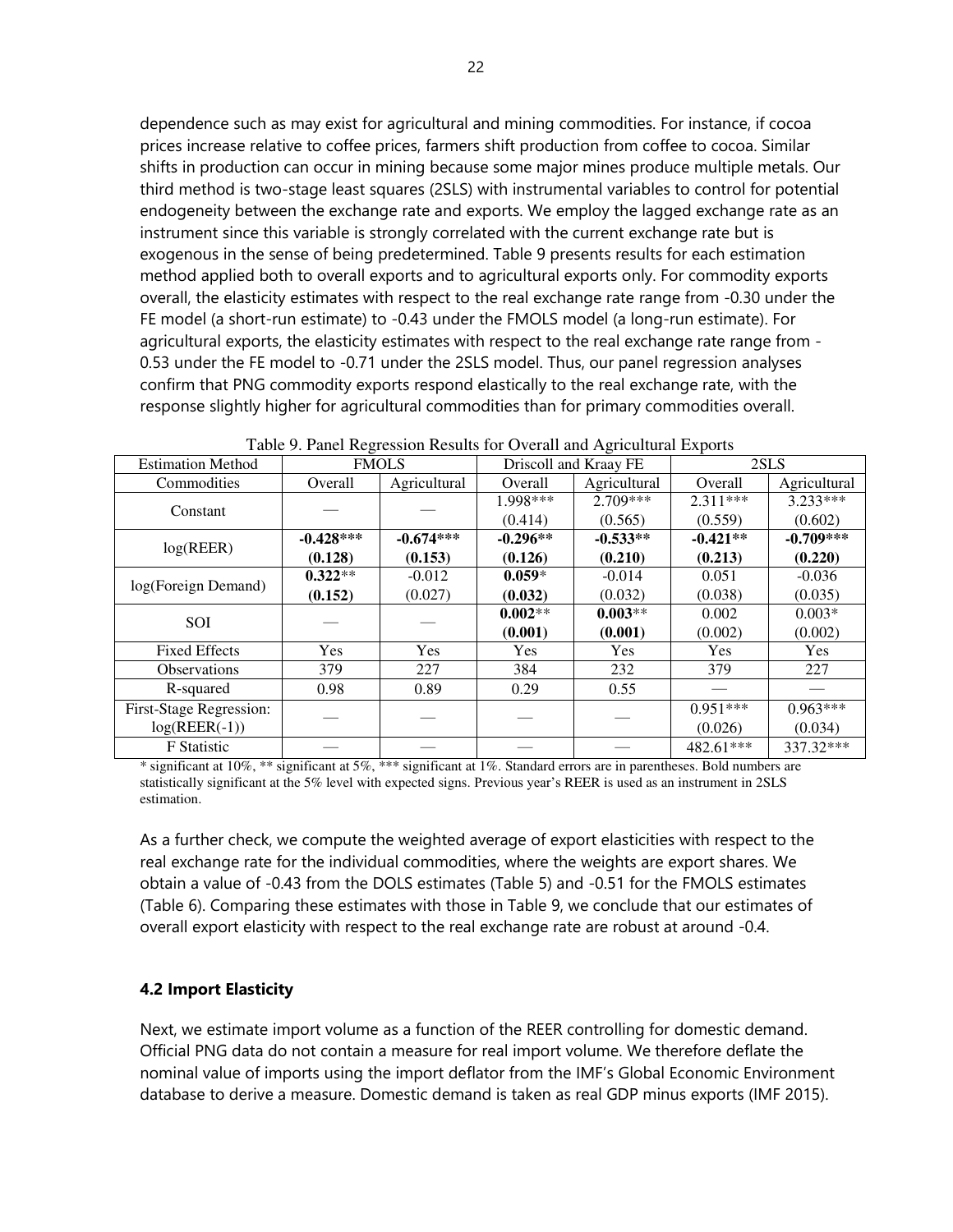dependence such as may exist for agricultural and mining commodities. For instance, if cocoa prices increase relative to coffee prices, farmers shift production from coffee to cocoa. Similar shifts in production can occur in mining because some major mines produce multiple metals. Our third method is two-stage least squares (2SLS) with instrumental variables to control for potential endogeneity between the exchange rate and exports. We employ the lagged exchange rate as an instrument since this variable is strongly correlated with the current exchange rate but is exogenous in the sense of being predetermined. Table 9 presents results for each estimation method applied both to overall exports and to agricultural exports only. For commodity exports overall, the elasticity estimates with respect to the real exchange rate range from -0.30 under the FE model (a short-run estimate) to -0.43 under the FMOLS model (a long-run estimate). For agricultural exports, the elasticity estimates with respect to the real exchange rate range from -0.53 under the FE model to -0.71 under the 2SLS model. Thus, our panel regression analyses confirm that PNG commodity exports respond elastically to the real exchange rate, with the response slightly higher for agricultural commodities than for primary commodities overall.

Table 9. Panel Regression Results for Overall and Agricultural Exports

| Estimation Method | FMOLS | | Driscoll and Kraay FE | | 2SLS | |
|---|---|---|---|---|---|---|
| Commodities | Overall | Agricultural | Overall | Agricultural | Overall | Agricultural |
| Constant | — | — | 1.998***<br>(0.414) | 2.709***<br>(0.565) | 2.311***<br>(0.559) | 3.233***<br>(0.602) |
| log(REER) | **-0.428*****<br>**(0.128)** | **-0.674*****<br>**(0.153)** | **-0.296****<br>**(0.126)** | **-0.533****<br>**(0.210)** | **-0.421****<br>**(0.213)** | **-0.709*****<br>**(0.220)** |
| log(Foreign Demand) | **0.322****<br>**(0.152)** | -0.012<br>(0.027) | **0.059***<br>**(0.032)** | -0.014<br>(0.032) | 0.051<br>(0.038) | -0.036<br>(0.035) |
| SOI | — | — | **0.002****<br>**(0.001)** | **0.003****<br>**(0.001)** | 0.002<br>(0.002) | 0.003*<br>(0.002) |
| Fixed Effects | Yes | Yes | Yes | Yes | Yes | Yes |
| Observations | 379 | 227 | 384 | 232 | 379 | 227 |
| R-squared | 0.98 | 0.89 | 0.29 | 0.55 | — | — |
| First-Stage Regression: log(REER(-1)) | — | — | — | — | 0.951***<br>(0.026) | 0.963***<br>(0.034) |
| F Statistic | — | — | — | — | 482.61*** | 337.32*** |

* significant at 10%, ** significant at 5%, *** significant at 1%. Standard errors are in parentheses. Bold numbers are statistically significant at the 5% level with expected signs. Previous year's REER is used as an instrument in 2SLS estimation.

As a further check, we compute the weighted average of export elasticities with respect to the real exchange rate for the individual commodities, where the weights are export shares. We obtain a value of -0.43 from the DOLS estimates (Table 5) and -0.51 for the FMOLS estimates (Table 6). Comparing these estimates with those in Table 9, we conclude that our estimates of overall export elasticity with respect to the real exchange rate are robust at around -0.4.

### 4.2 Import Elasticity

Next, we estimate import volume as a function of the REER controlling for domestic demand. Official PNG data do not contain a measure for real import volume. We therefore deflate the nominal value of imports using the import deflator from the IMF's Global Economic Environment database to derive a measure. Domestic demand is taken as real GDP minus exports (IMF 2015).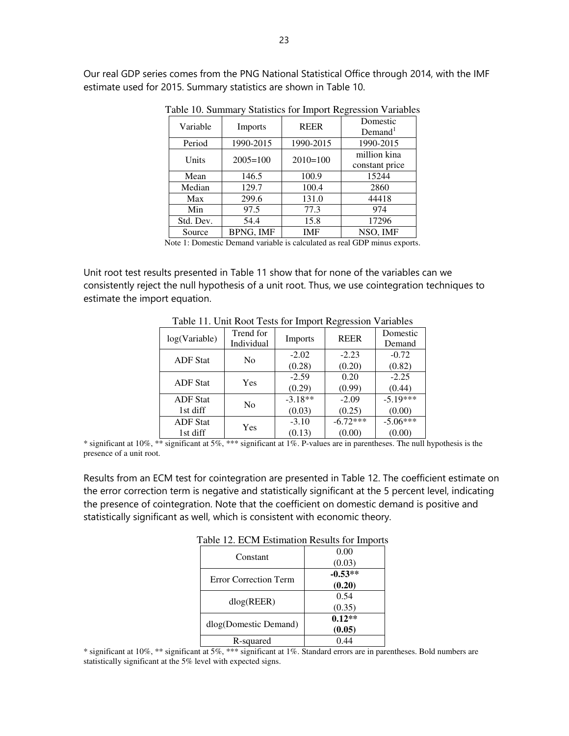Our real GDP series comes from the PNG National Statistical Office through 2014, with the IMF estimate used for 2015. Summary statistics are shown in Table 10.

Table 10. Summary Statistics for Import Regression Variables

| Variable | Imports | REER | Domestic Demand[1] |
|---|---|---|---|
| Period | 1990-2015 | 1990-2015 | 1990-2015 |
| Units | 2005=100 | 2010=100 | million kina constant price |
| Mean | 146.5 | 100.9 | 15244 |
| Median | 129.7 | 100.4 | 2860 |
| Max | 299.6 | 131.0 | 44418 |
| Min | 97.5 | 77.3 | 974 |
| Std. Dev. | 54.4 | 15.8 | 17296 |
| Source | BPNG, IMF | IMF | NSO, IMF |

Note 1: Domestic Demand variable is calculated as real GDP minus exports.

Unit root test results presented in Table 11 show that for none of the variables can we consistently reject the null hypothesis of a unit root. Thus, we use cointegration techniques to estimate the import equation.

Table 11. Unit Root Tests for Import Regression Variables

| log(Variable) | Trend for Individual | Imports | REER | Domestic Demand |
|---|---|---|---|---|
| ADF Stat | No | -2.02 (0.28) | -2.23 (0.20) | -0.72 (0.82) |
| ADF Stat | Yes | -2.59 (0.29) | 0.20 (0.99) | -2.25 (0.44) |
| ADF Stat 1st diff | No | -3.18** (0.03) | -2.09 (0.25) | -5.19*** (0.00) |
| ADF Stat 1st diff | Yes | -3.10 (0.13) | -6.72*** (0.00) | -5.06*** (0.00) |

* significant at 10%, ** significant at 5%, *** significant at 1%. P-values are in parentheses. The null hypothesis is the presence of a unit root.

Results from an ECM test for cointegration are presented in Table 12. The coefficient estimate on the error correction term is negative and statistically significant at the 5 percent level, indicating the presence of cointegration. Note that the coefficient on domestic demand is positive and statistically significant as well, which is consistent with economic theory.

Table 12. ECM Estimation Results for Imports

| | |
|---|---|
| Constant | 0.00 (0.03) |
| Error Correction Term | **-0.53** (0.20)** |
| dlog(REER) | 0.54 (0.35) |
| dlog(Domestic Demand) | **0.12** (0.05)** |
| R-squared | 0.44 |

* significant at 10%, ** significant at 5%, *** significant at 1%. Standard errors are in parentheses. Bold numbers are statistically significant at the 5% level with expected signs.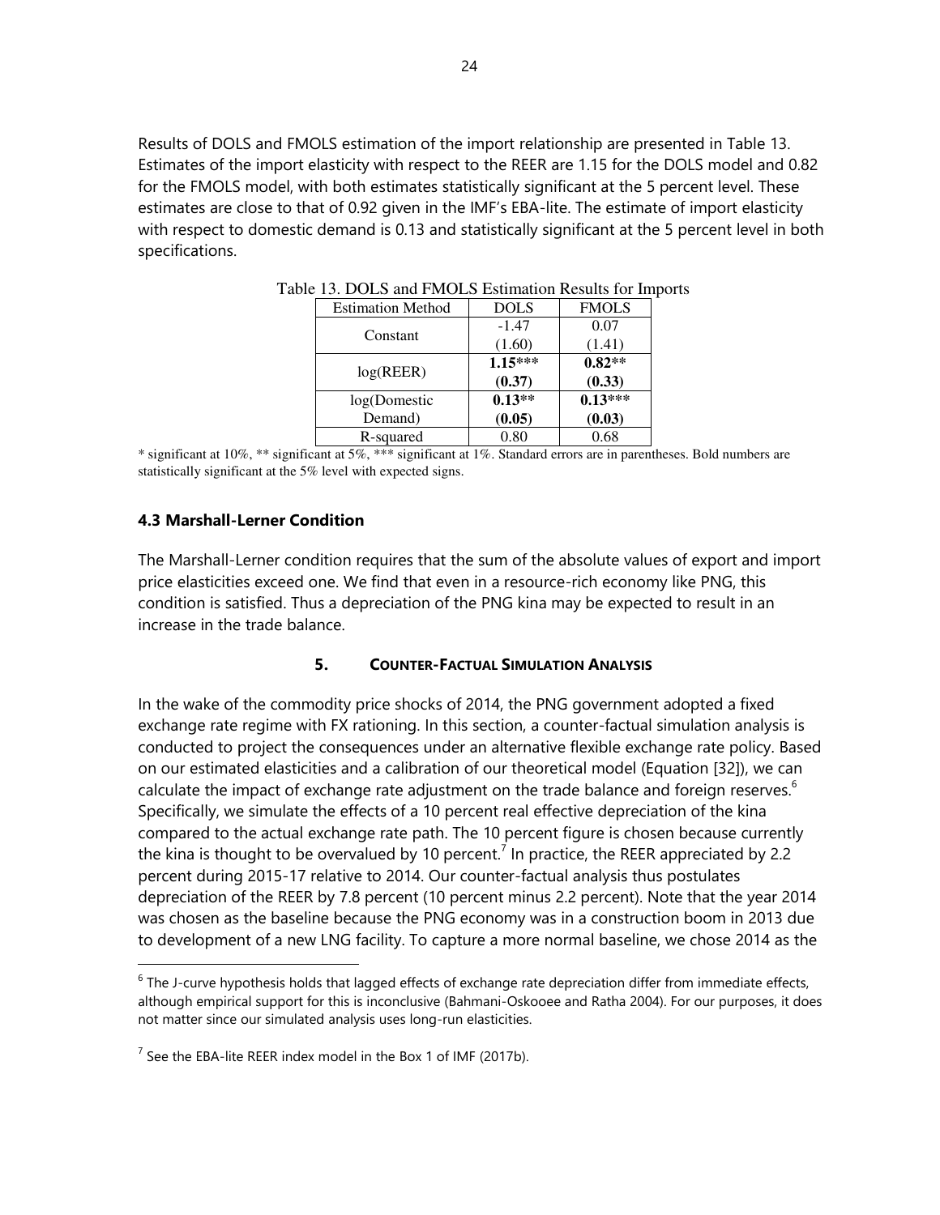Results of DOLS and FMOLS estimation of the import relationship are presented in Table 13. Estimates of the import elasticity with respect to the REER are 1.15 for the DOLS model and 0.82 for the FMOLS model, with both estimates statistically significant at the 5 percent level. These estimates are close to that of 0.92 given in the IMF's EBA-lite. The estimate of import elasticity with respect to domestic demand is 0.13 and statistically significant at the 5 percent level in both specifications.

Table 13. DOLS and FMOLS Estimation Results for Imports

| Estimation Method | DOLS | FMOLS |
|---|---|---|
| Constant | -1.47 | 0.07 |
| | (1.60) | (1.41) |
| log(REER) | **1.15*** ** | **0.82** ** |
| | **(0.37)** | **(0.33)** |
| log(Domestic Demand) | **0.13** ** | **0.13*** ** |
| | **(0.05)** | **(0.03)** |
| R-squared | 0.80 | 0.68 |

\* significant at 10%, ** significant at 5%, *** significant at 1%. Standard errors are in parentheses. Bold numbers are statistically significant at the 5% level with expected signs.

### 4.3 Marshall-Lerner Condition

The Marshall-Lerner condition requires that the sum of the absolute values of export and import price elasticities exceed one. We find that even in a resource-rich economy like PNG, this condition is satisfied. Thus a depreciation of the PNG kina may be expected to result in an increase in the trade balance.

## 5. Counter-Factual Simulation Analysis

In the wake of the commodity price shocks of 2014, the PNG government adopted a fixed exchange rate regime with FX rationing. In this section, a counter-factual simulation analysis is conducted to project the consequences under an alternative flexible exchange rate policy. Based on our estimated elasticities and a calibration of our theoretical model (Equation [32]), we can calculate the impact of exchange rate adjustment on the trade balance and foreign reserves.[6] Specifically, we simulate the effects of a 10 percent real effective depreciation of the kina compared to the actual exchange rate path. The 10 percent figure is chosen because currently the kina is thought to be overvalued by 10 percent.[7] In practice, the REER appreciated by 2.2 percent during 2015-17 relative to 2014. Our counter-factual analysis thus postulates depreciation of the REER by 7.8 percent (10 percent minus 2.2 percent). Note that the year 2014 was chosen as the baseline because the PNG economy was in a construction boom in 2013 due to development of a new LNG facility. To capture a more normal baseline, we chose 2014 as the

---

[6] The J-curve hypothesis holds that lagged effects of exchange rate depreciation differ from immediate effects, although empirical support for this is inconclusive (Bahmani-Oskooee and Ratha 2004). For our purposes, it does not matter since our simulated analysis uses long-run elasticities.

[7] See the EBA-lite REER index model in the Box 1 of IMF (2017b).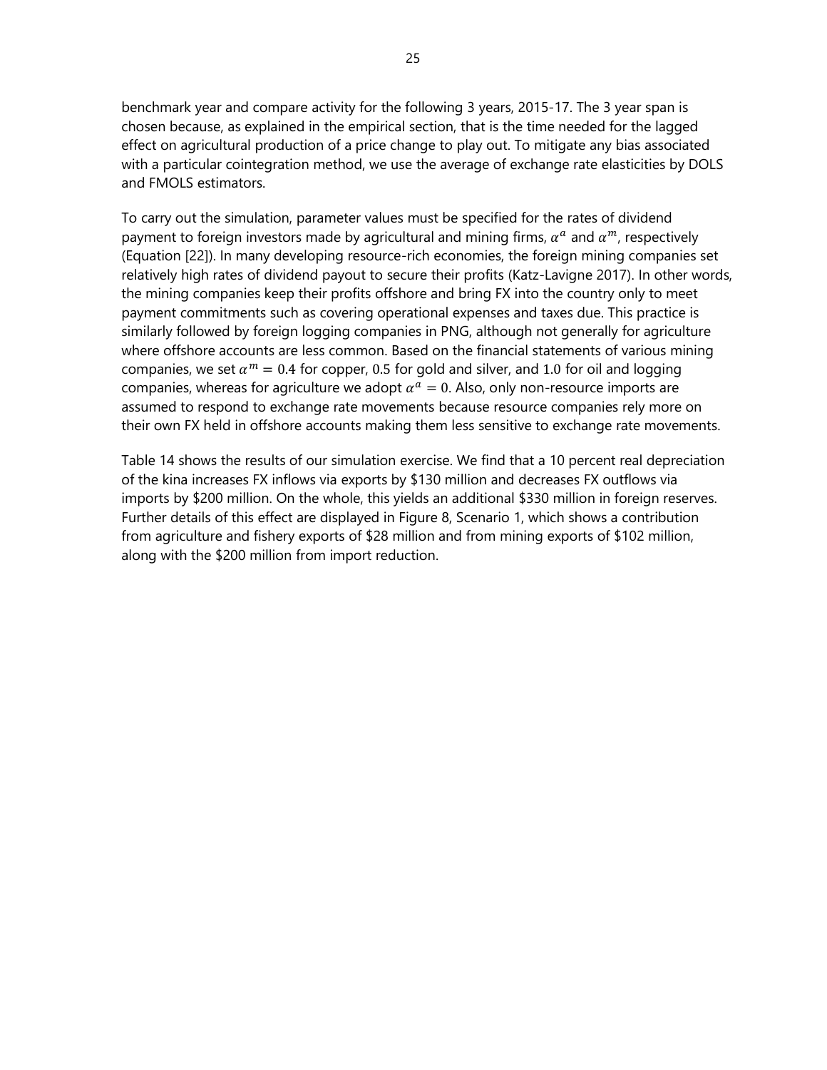benchmark year and compare activity for the following 3 years, 2015-17. The 3 year span is chosen because, as explained in the empirical section, that is the time needed for the lagged effect on agricultural production of a price change to play out. To mitigate any bias associated with a particular cointegration method, we use the average of exchange rate elasticities by DOLS and FMOLS estimators.

To carry out the simulation, parameter values must be specified for the rates of dividend payment to foreign investors made by agricultural and mining firms, $\alpha^a$ and $\alpha^m$, respectively (Equation [22]). In many developing resource-rich economies, the foreign mining companies set relatively high rates of dividend payout to secure their profits (Katz-Lavigne 2017). In other words, the mining companies keep their profits offshore and bring FX into the country only to meet payment commitments such as covering operational expenses and taxes due. This practice is similarly followed by foreign logging companies in PNG, although not generally for agriculture where offshore accounts are less common. Based on the financial statements of various mining companies, we set $\alpha^m = 0.4$ for copper, $0.5$ for gold and silver, and $1.0$ for oil and logging companies, whereas for agriculture we adopt $\alpha^a = 0$. Also, only non-resource imports are assumed to respond to exchange rate movements because resource companies rely more on their own FX held in offshore accounts making them less sensitive to exchange rate movements.

Table 14 shows the results of our simulation exercise. We find that a 10 percent real depreciation of the kina increases FX inflows via exports by $130 million and decreases FX outflows via imports by $200 million. On the whole, this yields an additional $330 million in foreign reserves. Further details of this effect are displayed in Figure 8, Scenario 1, which shows a contribution from agriculture and fishery exports of $28 million and from mining exports of $102 million, along with the $200 million from import reduction.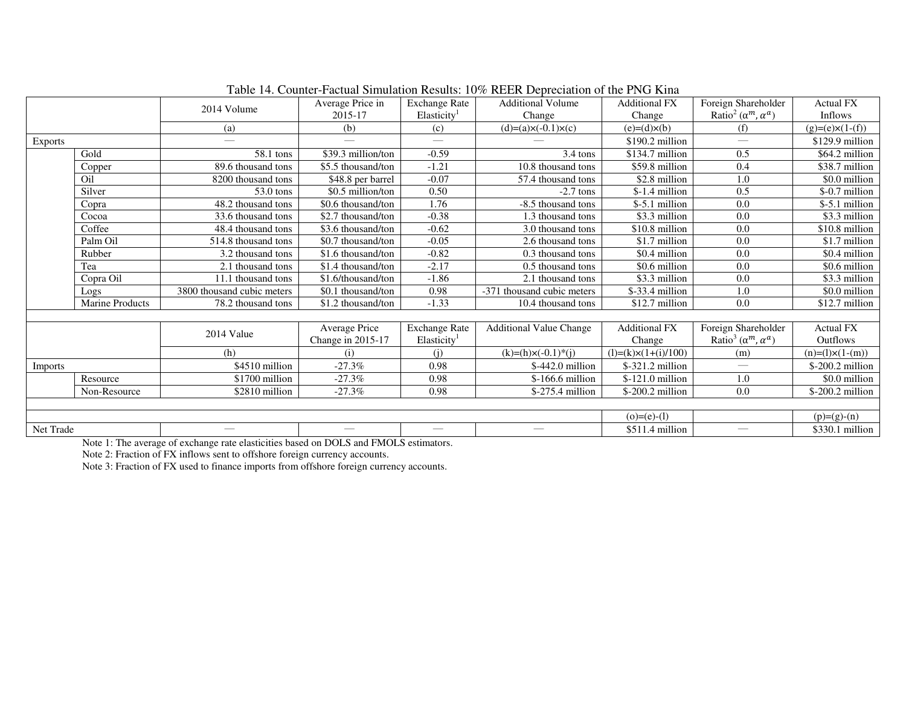Table 14. Counter-Factual Simulation Results: 10% REER Depreciation of the PNG Kina

| | | 2014 Volume | Average Price in 2015-17 | Exchange Rate Elasticity[1] | Additional Volume Change | Additional FX Change | Foreign Shareholder Ratio[2] ($\alpha^m, \alpha^a$) | Actual FX Inflows |
|---|---|---|---|---|---|---|---|---|
| | | (a) | (b) | (c) | (d)=(a)×(-0.1)×(c) | (e)=(d)×(b) | (f) | (g)=(e)×(1-(f)) |
| Exports | | — | — | — | — | $190.2 million | — | $129.9 million |
| | Gold | 58.1 tons | $39.3 million/ton | -0.59 | 3.4 tons | $134.7 million | 0.5 | $64.2 million |
| | Copper | 89.6 thousand tons | $5.5 thousand/ton | -1.21 | 10.8 thousand tons | $59.8 million | 0.4 | $38.7 million |
| | Oil | 8200 thousand tons | $48.8 per barrel | -0.07 | 57.4 thousand tons | $2.8 million | 1.0 | $0.0 million |
| | Silver | 53.0 tons | $0.5 million/ton | 0.50 | -2.7 tons | $-1.4 million | 0.5 | $-0.7 million |
| | Copra | 48.2 thousand tons | $0.6 thousand/ton | 1.76 | -8.5 thousand tons | $-5.1 million | 0.0 | $-5.1 million |
| | Cocoa | 33.6 thousand tons | $2.7 thousand/ton | -0.38 | 1.3 thousand tons | $3.3 million | 0.0 | $3.3 million |
| | Coffee | 48.4 thousand tons | $3.6 thousand/ton | -0.62 | 3.0 thousand tons | $10.8 million | 0.0 | $10.8 million |
| | Palm Oil | 514.8 thousand tons | $0.7 thousand/ton | -0.05 | 2.6 thousand tons | $1.7 million | 0.0 | $1.7 million |
| | Rubber | 3.2 thousand tons | $1.6 thousand/ton | -0.82 | 0.3 thousand tons | $0.4 million | 0.0 | $0.4 million |
| | Tea | 2.1 thousand tons | $1.4 thousand/ton | -2.17 | 0.5 thousand tons | $0.6 million | 0.0 | $0.6 million |
| | Copra Oil | 11.1 thousand tons | $1.6/thousand/ton | -1.86 | 2.1 thousand tons | $3.3 million | 0.0 | $3.3 million |
| | Logs | 3800 thousand cubic meters | $0.1 thousand/ton | 0.98 | -371 thousand cubic meters | $-33.4 million | 1.0 | $0.0 million |
| | Marine Products | 78.2 thousand tons | $1.2 thousand/ton | -1.33 | 10.4 thousand tons | $12.7 million | 0.0 | $12.7 million |
| | | | | | | | | |
| | | 2014 Value | Average Price Change in 2015-17 | Exchange Rate Elasticity[1] | Additional Value Change | Additional FX Change | Foreign Shareholder Ratio[3] ($\alpha^m, \alpha^a$) | Actual FX Outflows |
| | | (h) | (i) | (j) | (k)=(h)×(-0.1)*(j) | (l)=(k)×(1+(i)/100) | (m) | (n)=(l)×(1-(m)) |
| Imports | | $4510 million | -27.3% | 0.98 | $-442.0 million | $-321.2 million | — | $-200.2 million |
| | Resource | $1700 million | -27.3% | 0.98 | $-166.6 million | $-121.0 million | 1.0 | $0.0 million |
| | Non-Resource | $2810 million | -27.3% | 0.98 | $-275.4 million | $-200.2 million | 0.0 | $-200.2 million |
| | | | | | | | | |
| | | | | | | (o)=(e)-(l) | | (p)=(g)-(n) |
| Net Trade | | — | — | — | — | $511.4 million | — | $330.1 million |

Note 1: The average of exchange rate elasticities based on DOLS and FMOLS estimators.
Note 2: Fraction of FX inflows sent to offshore foreign currency accounts.
Note 3: Fraction of FX used to finance imports from offshore foreign currency accounts.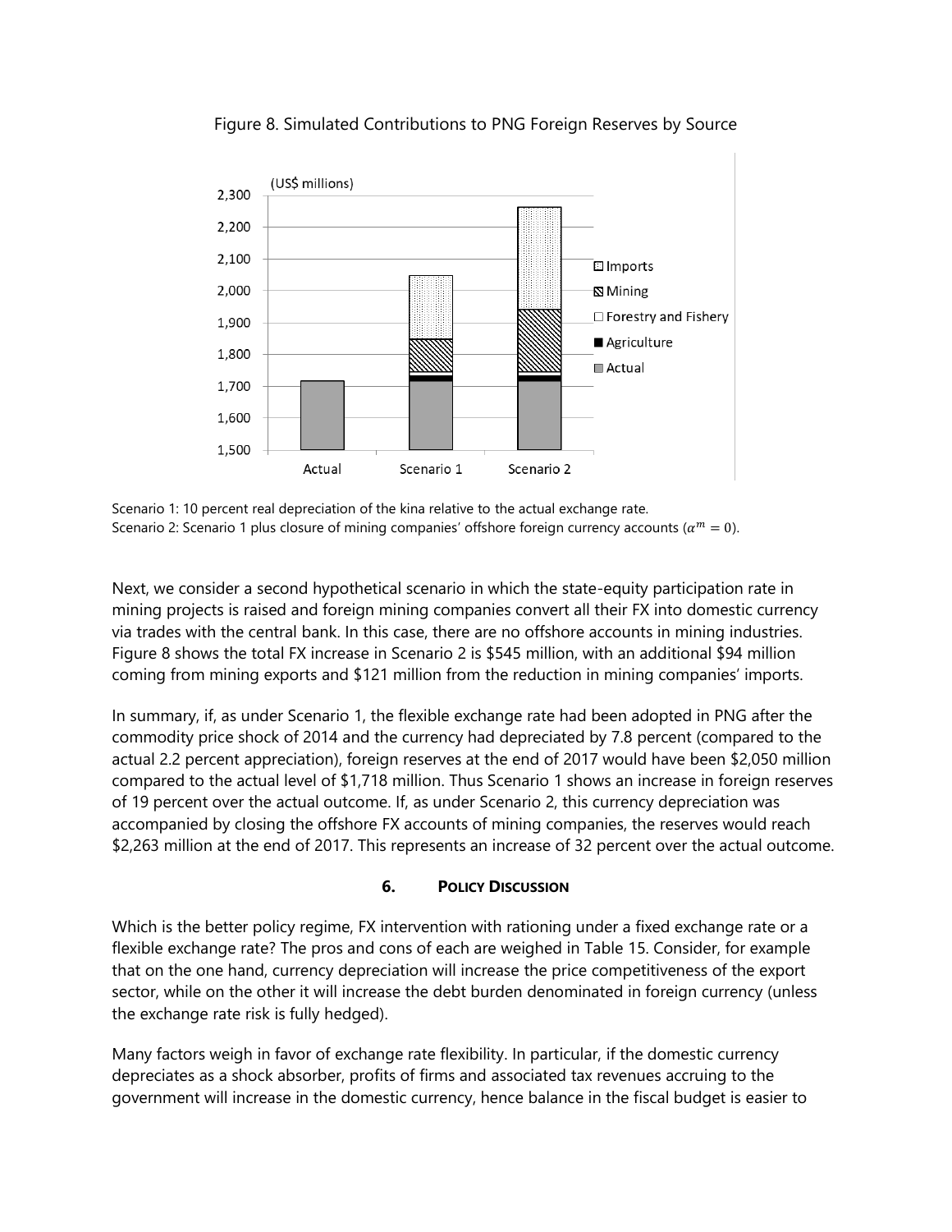Figure 8. Simulated Contributions to PNG Foreign Reserves by Source

Scenario 1: 10 percent real depreciation of the kina relative to the actual exchange rate.
Scenario 2: Scenario 1 plus closure of mining companies' offshore foreign currency accounts ($\alpha^m = 0$).

Next, we consider a second hypothetical scenario in which the state-equity participation rate in mining projects is raised and foreign mining companies convert all their FX into domestic currency via trades with the central bank. In this case, there are no offshore accounts in mining industries. Figure 8 shows the total FX increase in Scenario 2 is $545 million, with an additional $94 million coming from mining exports and $121 million from the reduction in mining companies' imports.

In summary, if, as under Scenario 1, the flexible exchange rate had been adopted in PNG after the commodity price shock of 2014 and the currency had depreciated by 7.8 percent (compared to the actual 2.2 percent appreciation), foreign reserves at the end of 2017 would have been $2,050 million compared to the actual level of $1,718 million. Thus Scenario 1 shows an increase in foreign reserves of 19 percent over the actual outcome. If, as under Scenario 2, this currency depreciation was accompanied by closing the offshore FX accounts of mining companies, the reserves would reach $2,263 million at the end of 2017. This represents an increase of 32 percent over the actual outcome.

## 6. Policy Discussion

Which is the better policy regime, FX intervention with rationing under a fixed exchange rate or a flexible exchange rate? The pros and cons of each are weighed in Table 15. Consider, for example that on the one hand, currency depreciation will increase the price competitiveness of the export sector, while on the other it will increase the debt burden denominated in foreign currency (unless the exchange rate risk is fully hedged).

Many factors weigh in favor of exchange rate flexibility. In particular, if the domestic currency depreciates as a shock absorber, profits of firms and associated tax revenues accruing to the government will increase in the domestic currency, hence balance in the fiscal budget is easier to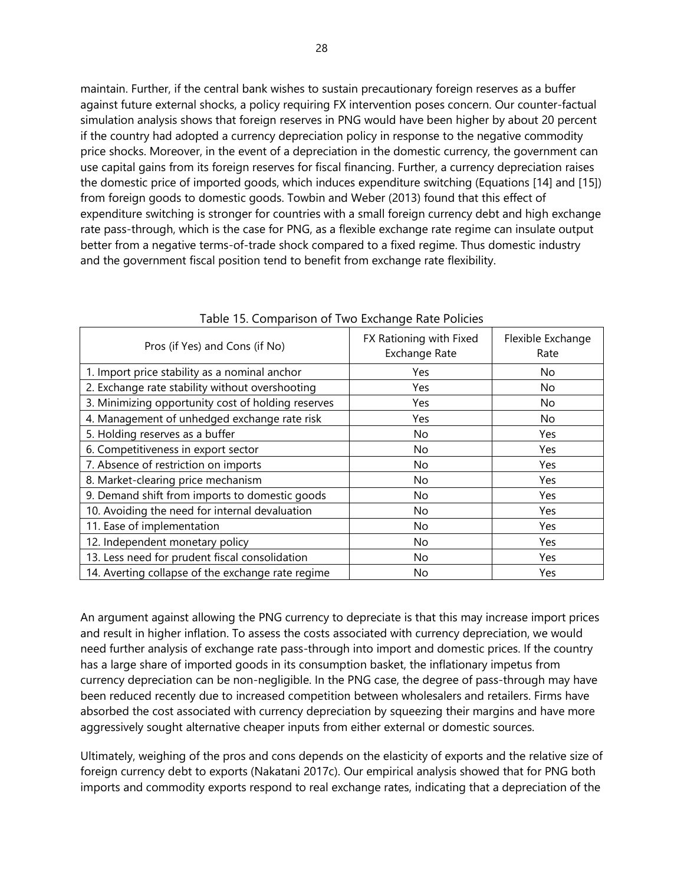maintain. Further, if the central bank wishes to sustain precautionary foreign reserves as a buffer against future external shocks, a policy requiring FX intervention poses concern. Our counter-factual simulation analysis shows that foreign reserves in PNG would have been higher by about 20 percent if the country had adopted a currency depreciation policy in response to the negative commodity price shocks. Moreover, in the event of a depreciation in the domestic currency, the government can use capital gains from its foreign reserves for fiscal financing. Further, a currency depreciation raises the domestic price of imported goods, which induces expenditure switching (Equations [14] and [15]) from foreign goods to domestic goods. Towbin and Weber (2013) found that this effect of expenditure switching is stronger for countries with a small foreign currency debt and high exchange rate pass-through, which is the case for PNG, as a flexible exchange rate regime can insulate output better from a negative terms-of-trade shock compared to a fixed regime. Thus domestic industry and the government fiscal position tend to benefit from exchange rate flexibility.

Table 15. Comparison of Two Exchange Rate Policies

| Pros (if Yes) and Cons (if No) | FX Rationing with Fixed Exchange Rate | Flexible Exchange Rate |
|---|---|---|
| 1. Import price stability as a nominal anchor | Yes | No |
| 2. Exchange rate stability without overshooting | Yes | No |
| 3. Minimizing opportunity cost of holding reserves | Yes | No |
| 4. Management of unhedged exchange rate risk | Yes | No |
| 5. Holding reserves as a buffer | No | Yes |
| 6. Competitiveness in export sector | No | Yes |
| 7. Absence of restriction on imports | No | Yes |
| 8. Market-clearing price mechanism | No | Yes |
| 9. Demand shift from imports to domestic goods | No | Yes |
| 10. Avoiding the need for internal devaluation | No | Yes |
| 11. Ease of implementation | No | Yes |
| 12. Independent monetary policy | No | Yes |
| 13. Less need for prudent fiscal consolidation | No | Yes |
| 14. Averting collapse of the exchange rate regime | No | Yes |

An argument against allowing the PNG currency to depreciate is that this may increase import prices and result in higher inflation. To assess the costs associated with currency depreciation, we would need further analysis of exchange rate pass-through into import and domestic prices. If the country has a large share of imported goods in its consumption basket, the inflationary impetus from currency depreciation can be non-negligible. In the PNG case, the degree of pass-through may have been reduced recently due to increased competition between wholesalers and retailers. Firms have absorbed the cost associated with currency depreciation by squeezing their margins and have more aggressively sought alternative cheaper inputs from either external or domestic sources.

Ultimately, weighing of the pros and cons depends on the elasticity of exports and the relative size of foreign currency debt to exports (Nakatani 2017c). Our empirical analysis showed that for PNG both imports and commodity exports respond to real exchange rates, indicating that a depreciation of the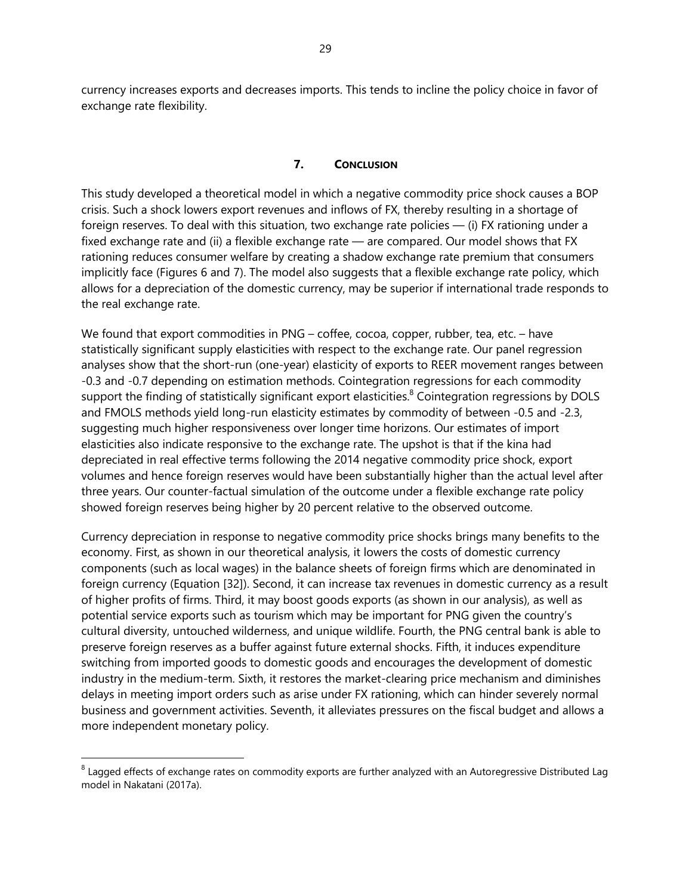currency increases exports and decreases imports. This tends to incline the policy choice in favor of exchange rate flexibility.

## 7. CONCLUSION

This study developed a theoretical model in which a negative commodity price shock causes a BOP crisis. Such a shock lowers export revenues and inflows of FX, thereby resulting in a shortage of foreign reserves. To deal with this situation, two exchange rate policies — (i) FX rationing under a fixed exchange rate and (ii) a flexible exchange rate — are compared. Our model shows that FX rationing reduces consumer welfare by creating a shadow exchange rate premium that consumers implicitly face (Figures 6 and 7). The model also suggests that a flexible exchange rate policy, which allows for a depreciation of the domestic currency, may be superior if international trade responds to the real exchange rate.

We found that export commodities in PNG – coffee, cocoa, copper, rubber, tea, etc. – have statistically significant supply elasticities with respect to the exchange rate. Our panel regression analyses show that the short-run (one-year) elasticity of exports to REER movement ranges between -0.3 and -0.7 depending on estimation methods. Cointegration regressions for each commodity support the finding of statistically significant export elasticities.[8] Cointegration regressions by DOLS and FMOLS methods yield long-run elasticity estimates by commodity of between -0.5 and -2.3, suggesting much higher responsiveness over longer time horizons. Our estimates of import elasticities also indicate responsive to the exchange rate. The upshot is that if the kina had depreciated in real effective terms following the 2014 negative commodity price shock, export volumes and hence foreign reserves would have been substantially higher than the actual level after three years. Our counter-factual simulation of the outcome under a flexible exchange rate policy showed foreign reserves being higher by 20 percent relative to the observed outcome.

Currency depreciation in response to negative commodity price shocks brings many benefits to the economy. First, as shown in our theoretical analysis, it lowers the costs of domestic currency components (such as local wages) in the balance sheets of foreign firms which are denominated in foreign currency (Equation [32]). Second, it can increase tax revenues in domestic currency as a result of higher profits of firms. Third, it may boost goods exports (as shown in our analysis), as well as potential service exports such as tourism which may be important for PNG given the country's cultural diversity, untouched wilderness, and unique wildlife. Fourth, the PNG central bank is able to preserve foreign reserves as a buffer against future external shocks. Fifth, it induces expenditure switching from imported goods to domestic goods and encourages the development of domestic industry in the medium-term. Sixth, it restores the market-clearing price mechanism and diminishes delays in meeting import orders such as arise under FX rationing, which can hinder severely normal business and government activities. Seventh, it alleviates pressures on the fiscal budget and allows a more independent monetary policy.

[8] Lagged effects of exchange rates on commodity exports are further analyzed with an Autoregressive Distributed Lag model in Nakatani (2017a).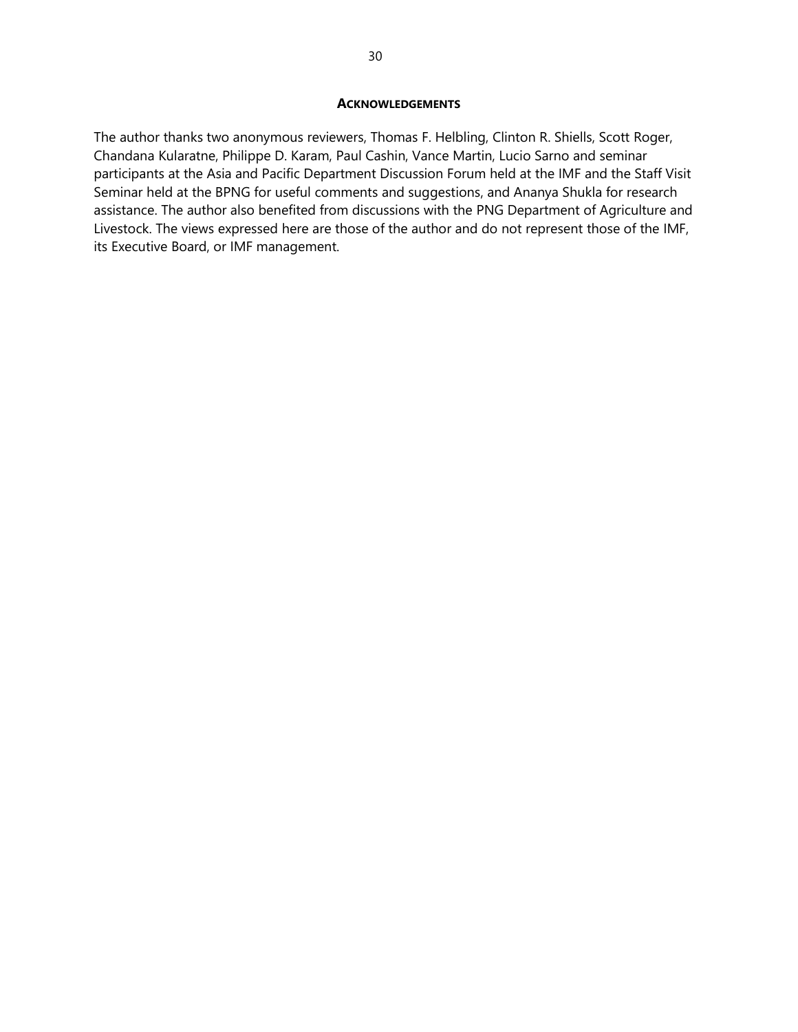## ACKNOWLEDGEMENTS

The author thanks two anonymous reviewers, Thomas F. Helbling, Clinton R. Shiells, Scott Roger, Chandana Kularatne, Philippe D. Karam, Paul Cashin, Vance Martin, Lucio Sarno and seminar participants at the Asia and Pacific Department Discussion Forum held at the IMF and the Staff Visit Seminar held at the BPNG for useful comments and suggestions, and Ananya Shukla for research assistance. The author also benefited from discussions with the PNG Department of Agriculture and Livestock. The views expressed here are those of the author and do not represent those of the IMF, its Executive Board, or IMF management.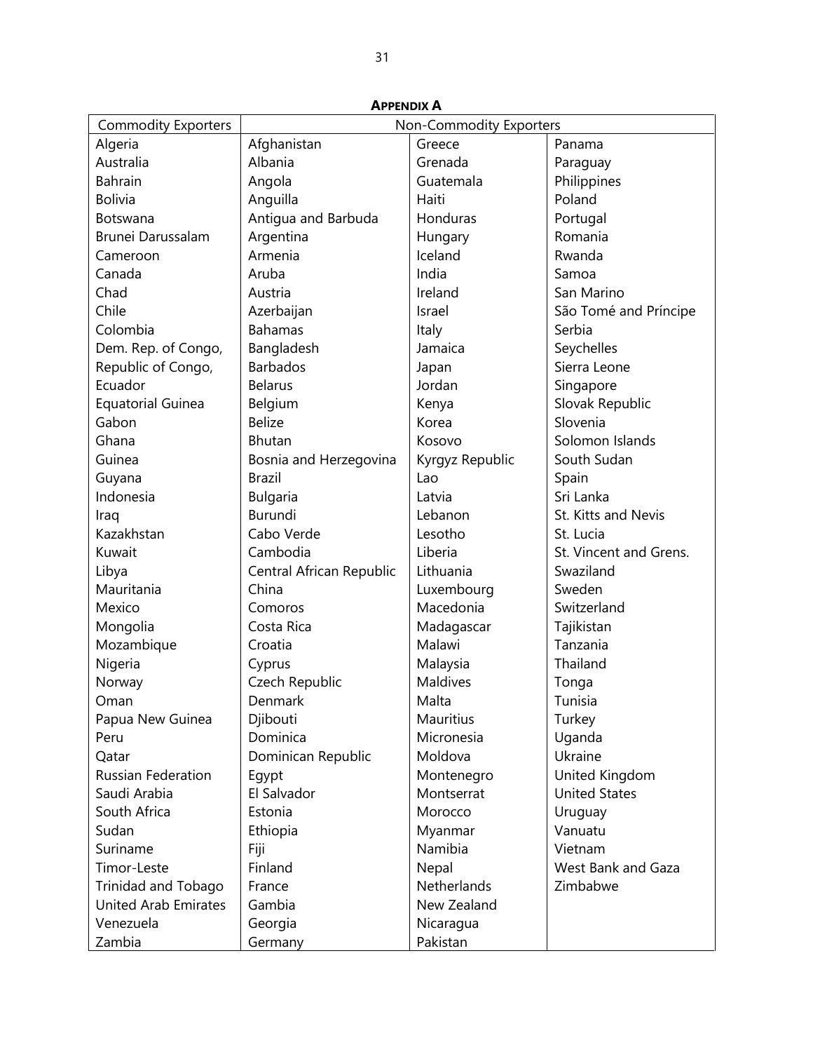**APPENDIX A**

| Commodity Exporters | Non-Commodity Exporters | | |
|---|---|---|---|
| Algeria | Afghanistan | Greece | Panama |
| Australia | Albania | Grenada | Paraguay |
| Bahrain | Angola | Guatemala | Philippines |
| Bolivia | Anguilla | Haiti | Poland |
| Botswana | Antigua and Barbuda | Honduras | Portugal |
| Brunei Darussalam | Argentina | Hungary | Romania |
| Cameroon | Armenia | Iceland | Rwanda |
| Canada | Aruba | India | Samoa |
| Chad | Austria | Ireland | San Marino |
| Chile | Azerbaijan | Israel | São Tomé and Príncipe |
| Colombia | Bahamas | Italy | Serbia |
| Dem. Rep. of Congo, | Bangladesh | Jamaica | Seychelles |
| Republic of Congo, | Barbados | Japan | Sierra Leone |
| Ecuador | Belarus | Jordan | Singapore |
| Equatorial Guinea | Belgium | Kenya | Slovak Republic |
| Gabon | Belize | Korea | Slovenia |
| Ghana | Bhutan | Kosovo | Solomon Islands |
| Guinea | Bosnia and Herzegovina | Kyrgyz Republic | South Sudan |
| Guyana | Brazil | Lao | Spain |
| Indonesia | Bulgaria | Latvia | Sri Lanka |
| Iraq | Burundi | Lebanon | St. Kitts and Nevis |
| Kazakhstan | Cabo Verde | Lesotho | St. Lucia |
| Kuwait | Cambodia | Liberia | St. Vincent and Grens. |
| Libya | Central African Republic | Lithuania | Swaziland |
| Mauritania | China | Luxembourg | Sweden |
| Mexico | Comoros | Macedonia | Switzerland |
| Mongolia | Costa Rica | Madagascar | Tajikistan |
| Mozambique | Croatia | Malawi | Tanzania |
| Nigeria | Cyprus | Malaysia | Thailand |
| Norway | Czech Republic | Maldives | Tonga |
| Oman | Denmark | Malta | Tunisia |
| Papua New Guinea | Djibouti | Mauritius | Turkey |
| Peru | Dominica | Micronesia | Uganda |
| Qatar | Dominican Republic | Moldova | Ukraine |
| Russian Federation | Egypt | Montenegro | United Kingdom |
| Saudi Arabia | El Salvador | Montserrat | United States |
| South Africa | Estonia | Morocco | Uruguay |
| Sudan | Ethiopia | Myanmar | Vanuatu |
| Suriname | Fiji | Namibia | Vietnam |
| Timor-Leste | Finland | Nepal | West Bank and Gaza |
| Trinidad and Tobago | France | Netherlands | Zimbabwe |
| United Arab Emirates | Gambia | New Zealand | |
| Venezuela | Georgia | Nicaragua | |
| Zambia | Germany | Pakistan | |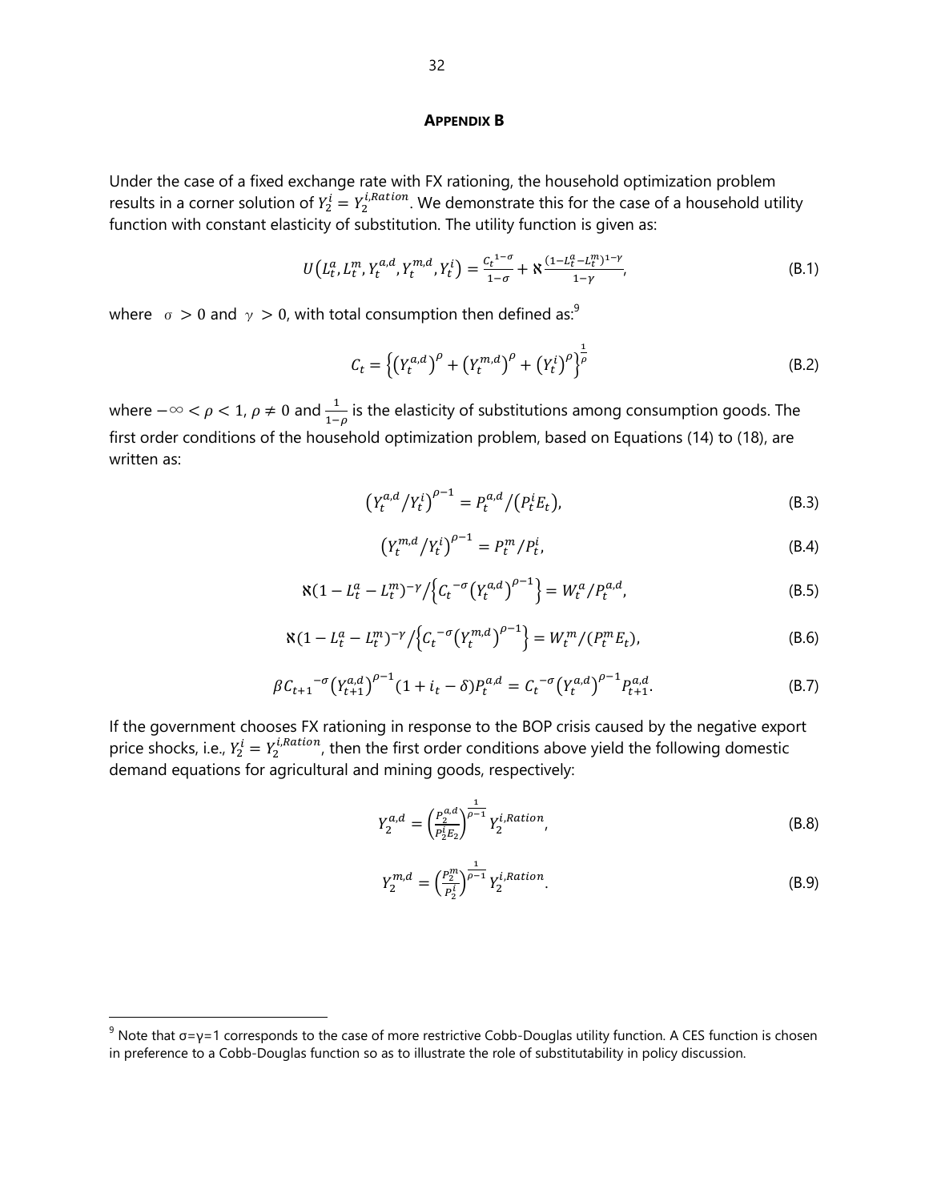**APPENDIX B**

Under the case of a fixed exchange rate with FX rationing, the household optimization problem results in a corner solution of $Y_2^i = Y_2^{i,Ration}$. We demonstrate this for the case of a household utility function with constant elasticity of substitution. The utility function is given as:

$$U\left(L_t^a, L_t^m, Y_t^{a,d}, Y_t^{m,d}, Y_t^i\right) = \frac{C_t^{1-\sigma}}{1-\sigma} + \aleph \frac{(1-L_t^a-L_t^m)^{1-\gamma}}{1-\gamma}, \tag{B.1}$$

where $\sigma > 0$ and $\gamma > 0$, with total consumption then defined as:[9]

$$C_t = \left\{\left(Y_t^{a,d}\right)^\rho + \left(Y_t^{m,d}\right)^\rho + \left(Y_t^i\right)^\rho\right\}^{\frac{1}{\rho}} \tag{B.2}$$

where $-\infty < \rho < 1$, $\rho \neq 0$ and $\frac{1}{1-\rho}$ is the elasticity of substitutions among consumption goods. The first order conditions of the household optimization problem, based on Equations (14) to (18), are written as:

$$\left(Y_t^{a,d}/Y_t^i\right)^{\rho-1} = P_t^{a,d}/\left(P_t^i E_t\right), \tag{B.3}$$

$$\left(Y_t^{m,d}/Y_t^i\right)^{\rho-1} = P_t^m/P_t^i, \tag{B.4}$$

$$\aleph(1-L_t^a-L_t^m)^{-\gamma}/\left\{C_t^{-\sigma}\left(Y_t^{a,d}\right)^{\rho-1}\right\} = W_t^a/P_t^{a,d}, \tag{B.5}$$

$$\aleph(1-L_t^a-L_t^m)^{-\gamma}/\left\{C_t^{-\sigma}\left(Y_t^{m,d}\right)^{\rho-1}\right\} = W_t^m/\left(P_t^m E_t\right), \tag{B.6}$$

$$\beta C_{t+1}^{-\sigma}\left(Y_{t+1}^{a,d}\right)^{\rho-1}(1+i_t-\delta)P_t^{a,d} = C_t^{-\sigma}\left(Y_t^{a,d}\right)^{\rho-1}P_{t+1}^{a,d}. \tag{B.7}$$

If the government chooses FX rationing in response to the BOP crisis caused by the negative export price shocks, i.e., $Y_2^i = Y_2^{i,Ration}$, then the first order conditions above yield the following domestic demand equations for agricultural and mining goods, respectively:

$$Y_2^{a,d} = \left(\frac{P_2^{a,d}}{P_2^i E_2}\right)^{\frac{1}{\rho-1}} Y_2^{i,Ration}, \tag{B.8}$$

$$Y_2^{m,d} = \left(\frac{P_2^m}{P_2^i}\right)^{\frac{1}{\rho-1}} Y_2^{i,Ration}. \tag{B.9}$$

[9] Note that σ=γ=1 corresponds to the case of more restrictive Cobb-Douglas utility function. A CES function is chosen in preference to a Cobb-Douglas function so as to illustrate the role of substitutability in policy discussion.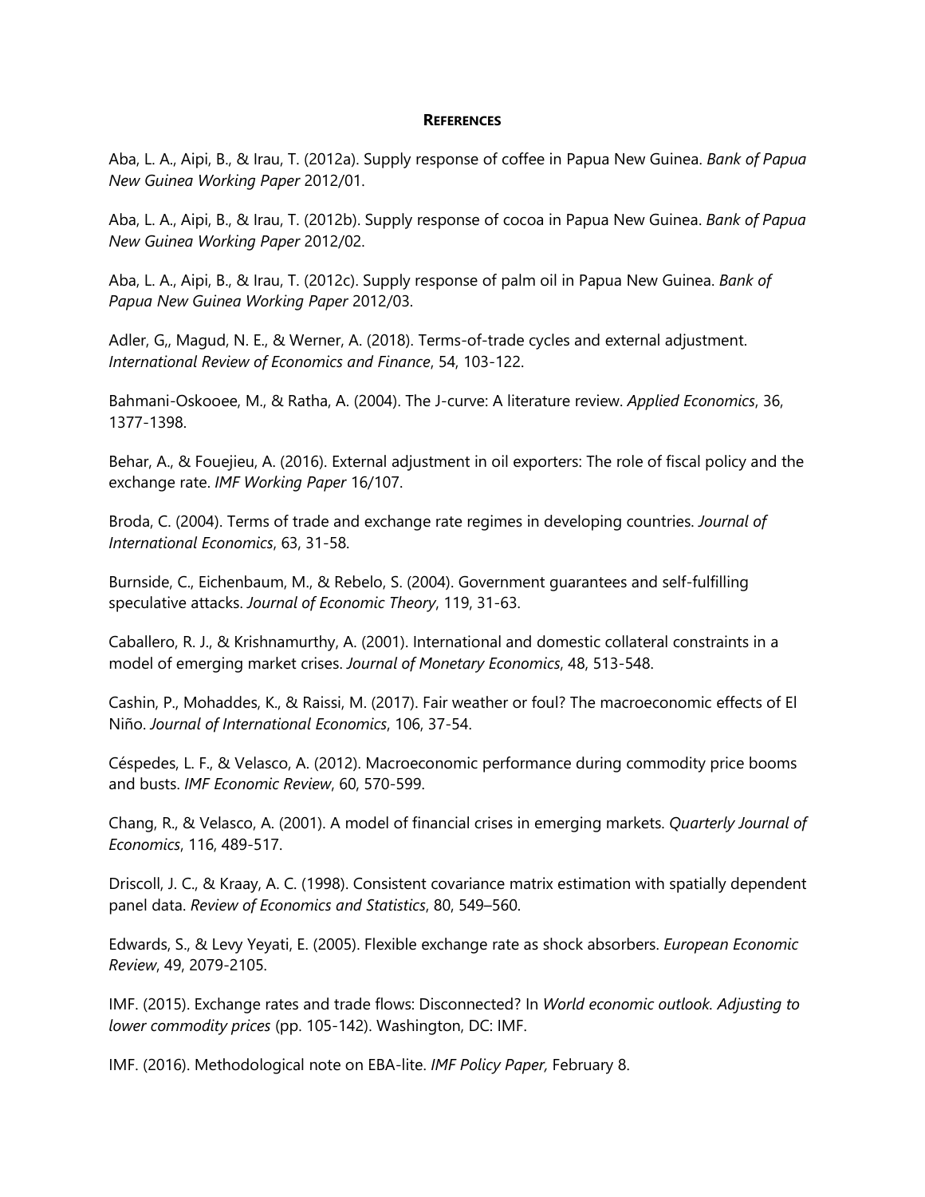## References

Aba, L. A., Aipi, B., & Irau, T. (2012a). Supply response of coffee in Papua New Guinea. *Bank of Papua New Guinea Working Paper* 2012/01.

Aba, L. A., Aipi, B., & Irau, T. (2012b). Supply response of cocoa in Papua New Guinea. *Bank of Papua New Guinea Working Paper* 2012/02.

Aba, L. A., Aipi, B., & Irau, T. (2012c). Supply response of palm oil in Papua New Guinea. *Bank of Papua New Guinea Working Paper* 2012/03.

Adler, G,, Magud, N. E., & Werner, A. (2018). Terms-of-trade cycles and external adjustment. *International Review of Economics and Finance*, 54, 103-122.

Bahmani-Oskooee, M., & Ratha, A. (2004). The J-curve: A literature review. *Applied Economics*, 36, 1377-1398.

Behar, A., & Fouejieu, A. (2016). External adjustment in oil exporters: The role of fiscal policy and the exchange rate. *IMF Working Paper* 16/107.

Broda, C. (2004). Terms of trade and exchange rate regimes in developing countries. *Journal of International Economics*, 63, 31-58.

Burnside, C., Eichenbaum, M., & Rebelo, S. (2004). Government guarantees and self-fulfilling speculative attacks. *Journal of Economic Theory*, 119, 31-63.

Caballero, R. J., & Krishnamurthy, A. (2001). International and domestic collateral constraints in a model of emerging market crises. *Journal of Monetary Economics*, 48, 513-548.

Cashin, P., Mohaddes, K., & Raissi, M. (2017). Fair weather or foul? The macroeconomic effects of El Niño. *Journal of International Economics*, 106, 37-54.

Céspedes, L. F., & Velasco, A. (2012). Macroeconomic performance during commodity price booms and busts. *IMF Economic Review*, 60, 570-599.

Chang, R., & Velasco, A. (2001). A model of financial crises in emerging markets. *Quarterly Journal of Economics*, 116, 489-517.

Driscoll, J. C., & Kraay, A. C. (1998). Consistent covariance matrix estimation with spatially dependent panel data. *Review of Economics and Statistics*, 80, 549–560.

Edwards, S., & Levy Yeyati, E. (2005). Flexible exchange rate as shock absorbers. *European Economic Review*, 49, 2079-2105.

IMF. (2015). Exchange rates and trade flows: Disconnected? In *World economic outlook. Adjusting to lower commodity prices* (pp. 105-142). Washington, DC: IMF.

IMF. (2016). Methodological note on EBA-lite. *IMF Policy Paper,* February 8.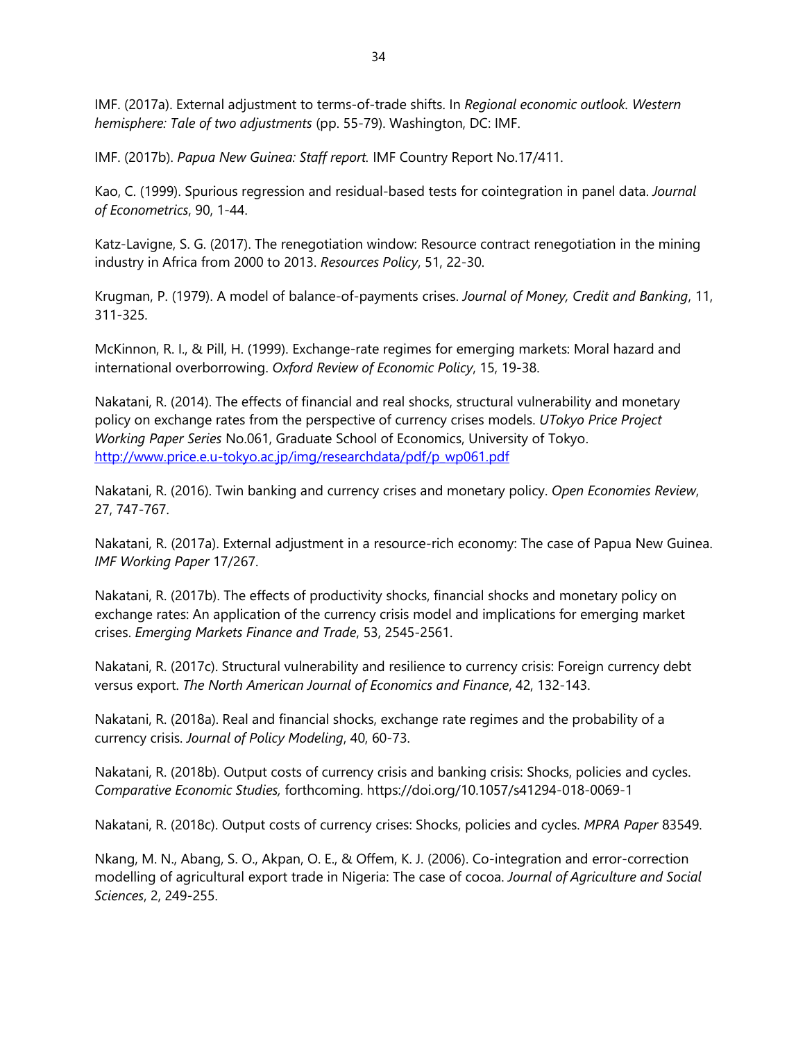IMF. (2017a). External adjustment to terms-of-trade shifts. In *Regional economic outlook. Western hemisphere: Tale of two adjustments* (pp. 55-79). Washington, DC: IMF.

IMF. (2017b). *Papua New Guinea: Staff report.* IMF Country Report No.17/411.

Kao, C. (1999). Spurious regression and residual-based tests for cointegration in panel data. *Journal of Econometrics*, 90, 1-44.

Katz-Lavigne, S. G. (2017). The renegotiation window: Resource contract renegotiation in the mining industry in Africa from 2000 to 2013. *Resources Policy*, 51, 22-30.

Krugman, P. (1979). A model of balance-of-payments crises. *Journal of Money, Credit and Banking*, 11, 311-325.

McKinnon, R. I., & Pill, H. (1999). Exchange-rate regimes for emerging markets: Moral hazard and international overborrowing. *Oxford Review of Economic Policy*, 15, 19-38.

Nakatani, R. (2014). The effects of financial and real shocks, structural vulnerability and monetary policy on exchange rates from the perspective of currency crises models. *UTokyo Price Project Working Paper Series* No.061, Graduate School of Economics, University of Tokyo. [http://www.price.e.u-tokyo.ac.jp/img/researchdata/pdf/p_wp061.pdf](http://www.price.e.u-tokyo.ac.jp/img/researchdata/pdf/p_wp061.pdf)

Nakatani, R. (2016). Twin banking and currency crises and monetary policy. *Open Economies Review*, 27, 747-767.

Nakatani, R. (2017a). External adjustment in a resource-rich economy: The case of Papua New Guinea. *IMF Working Paper* 17/267.

Nakatani, R. (2017b). The effects of productivity shocks, financial shocks and monetary policy on exchange rates: An application of the currency crisis model and implications for emerging market crises. *Emerging Markets Finance and Trade*, 53, 2545-2561.

Nakatani, R. (2017c). Structural vulnerability and resilience to currency crisis: Foreign currency debt versus export. *The North American Journal of Economics and Finance*, 42, 132-143.

Nakatani, R. (2018a). Real and financial shocks, exchange rate regimes and the probability of a currency crisis. *Journal of Policy Modeling*, 40, 60-73.

Nakatani, R. (2018b). Output costs of currency crisis and banking crisis: Shocks, policies and cycles. *Comparative Economic Studies,* forthcoming. https://doi.org/10.1057/s41294-018-0069-1

Nakatani, R. (2018c). Output costs of currency crises: Shocks, policies and cycles. *MPRA Paper* 83549.

Nkang, M. N., Abang, S. O., Akpan, O. E., & Offem, K. J. (2006). Co-integration and error-correction modelling of agricultural export trade in Nigeria: The case of cocoa. *Journal of Agriculture and Social Sciences*, 2, 249-255.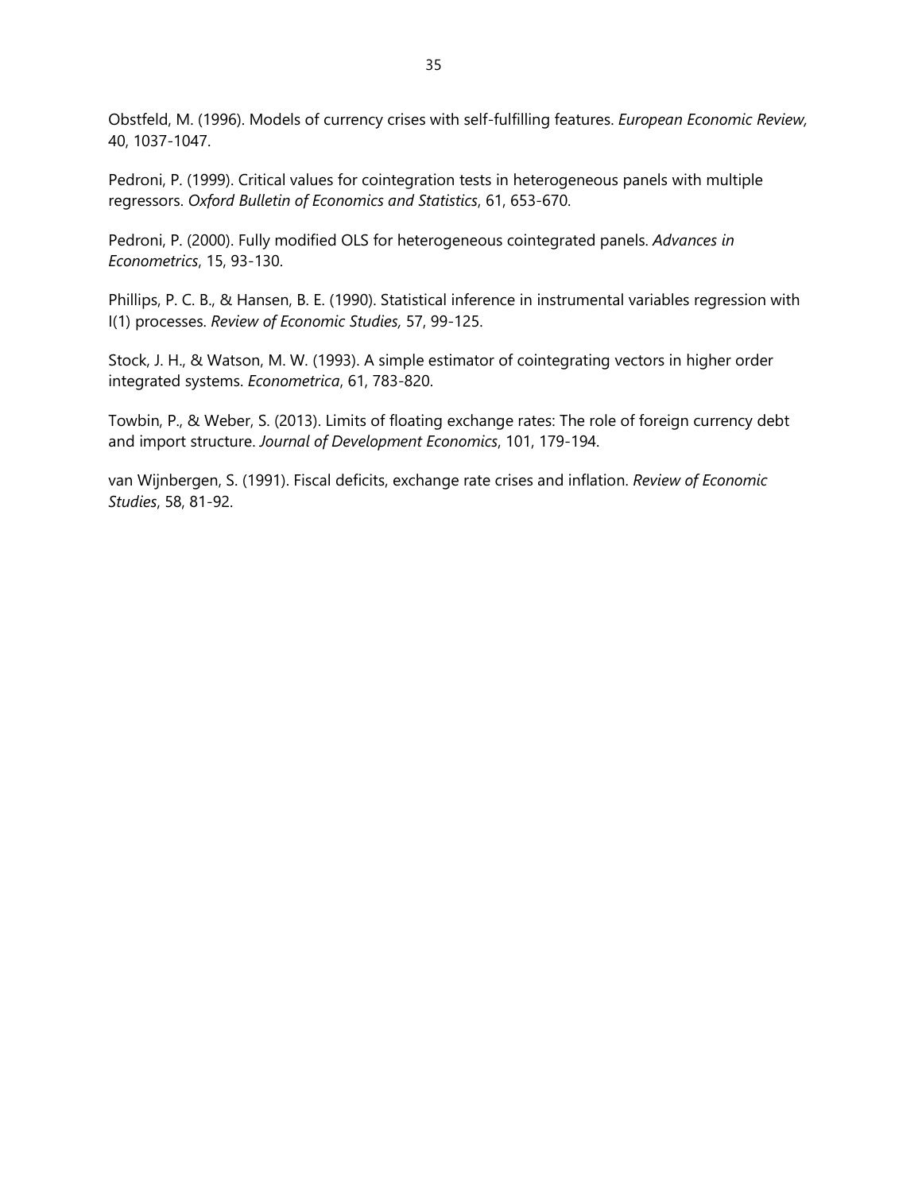Obstfeld, M. (1996). Models of currency crises with self-fulfilling features. *European Economic Review,* 40, 1037-1047.

Pedroni, P. (1999). Critical values for cointegration tests in heterogeneous panels with multiple regressors. *Oxford Bulletin of Economics and Statistics*, 61, 653-670.

Pedroni, P. (2000). Fully modified OLS for heterogeneous cointegrated panels. *Advances in Econometrics*, 15, 93-130.

Phillips, P. C. B., & Hansen, B. E. (1990). Statistical inference in instrumental variables regression with I(1) processes. *Review of Economic Studies,* 57, 99-125.

Stock, J. H., & Watson, M. W. (1993). A simple estimator of cointegrating vectors in higher order integrated systems. *Econometrica*, 61, 783-820.

Towbin, P., & Weber, S. (2013). Limits of floating exchange rates: The role of foreign currency debt and import structure. *Journal of Development Economics*, 101, 179-194.

van Wijnbergen, S. (1991). Fiscal deficits, exchange rate crises and inflation. *Review of Economic Studies*, 58, 81-92.